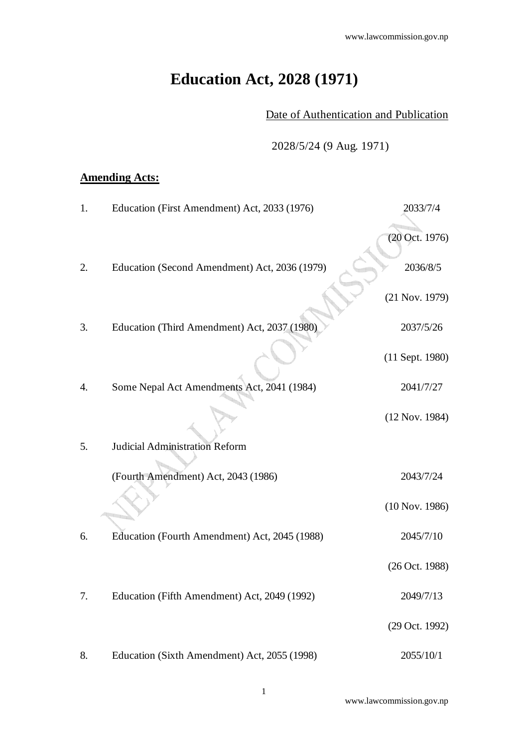# Education Act, 2028 (1971)

Date of Authentication and Publication

2028/5/24 (9 Aug. 1971)

**Amending Acts:**

| | | |
|---|---|---|
| 1. | Education (First Amendment) Act, 2033 (1976) | 2033/7/4 (20 Oct. 1976) |
| 2. | Education (Second Amendment) Act, 2036 (1979) | 2036/8/5 (21 Nov. 1979) |
| 3. | Education (Third Amendment) Act, 2037 (1980) | 2037/5/26 (11 Sept. 1980) |
| 4. | Some Nepal Act Amendments Act, 2041 (1984) | 2041/7/27 (12 Nov. 1984) |
| 5. | Judicial Administration Reform (Fourth Amendment) Act, 2043 (1986) | 2043/7/24 (10 Nov. 1986) |
| 6. | Education (Fourth Amendment) Act, 2045 (1988) | 2045/7/10 (26 Oct. 1988) |
| 7. | Education (Fifth Amendment) Act, 2049 (1992) | 2049/7/13 (29 Oct. 1992) |
| 8. | Education (Sixth Amendment) Act, 2055 (1998) | 2055/10/1 |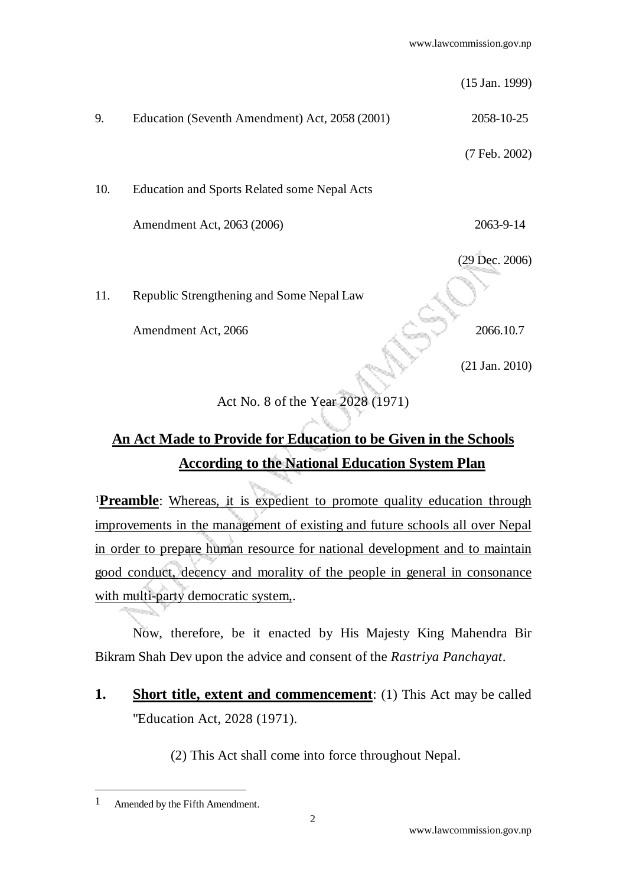(15 Jan. 1999)

| | | |
|---|---|---|
| 9. | Education (Seventh Amendment) Act, 2058 (2001) | 2058-10-25 (7 Feb. 2002) |
| 10. | Education and Sports Related some Nepal Acts Amendment Act, 2063 (2006) | 2063-9-14 (29 Dec. 2006) |
| 11. | Republic Strengthening and Some Nepal Law Amendment Act, 2066 | 2066.10.7 (21 Jan. 2010) |

Act No. 8 of the Year 2028 (1971)

## An Act Made to Provide for Education to be Given in the Schools According to the National Education System Plan

[1]**Preamble**: Whereas, it is expedient to promote quality education through improvements in the management of existing and future schools all over Nepal in order to prepare human resource for national development and to maintain good conduct, decency and morality of the people in general in consonance with multi-party democratic system,.

Now, therefore, be it enacted by His Majesty King Mahendra Bir Bikram Shah Dev upon the advice and consent of the *Rastriya Panchayat*.

**1. Short title, extent and commencement**: (1) This Act may be called "Education Act, 2028 (1971).

(2) This Act shall come into force throughout Nepal.

---

[1] Amended by the Fifth Amendment.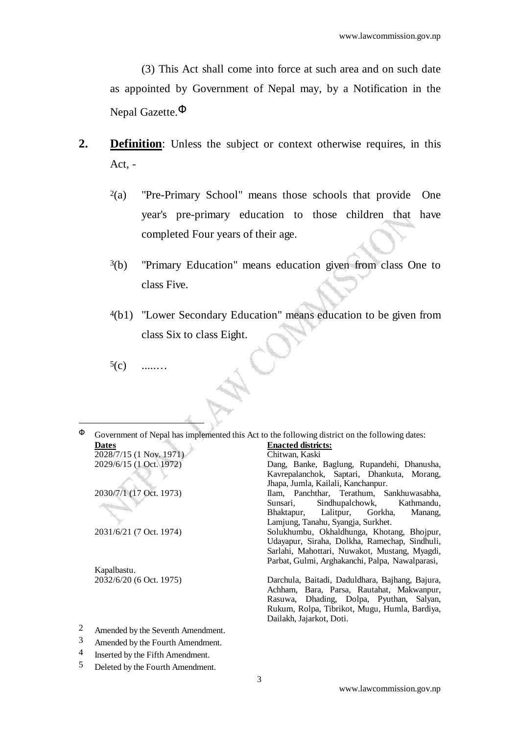(3) This Act shall come into force at such area and on such date as appointed by Government of Nepal may, by a Notification in the Nepal Gazette.Φ

**2. Definition**: Unless the subject or context otherwise requires, in this Act, -

[2](a) "Pre-Primary School" means those schools that provide One year's pre-primary education to those children that have completed Four years of their age.

[3](b) "Primary Education" means education given from class One to class Five.

[4](b1) "Lower Secondary Education" means education to be given from class Six to class Eight.

[5](c) ........

---

Φ Government of Nepal has implemented this Act to the following district on the following dates:

| **Dates** | **Enacted districts:** |
|---|---|
| 2028/7/15 (1 Nov. 1971) | Chitwan, Kaski |
| 2029/6/15 (1 Oct. 1972) | Dang, Banke, Baglung, Rupandehi, Dhanusha, Kavrepalanchok, Saptari, Dhankuta, Morang, Jhapa, Jumla, Kailali, Kanchanpur. |
| 2030/7/1 (17 Oct. 1973) | Ilam, Panchthar, Terathum, Sankhuwasabha, Sunsari, Sindhupalchowk, Kathmandu, Bhaktapur, Lalitpur, Gorkha, Manang, Lamjung, Tanahu, Syangja, Surkhet. |
| 2031/6/21 (7 Oct. 1974) | Solukhumbu, Okhaldhunga, Khotang, Bhojpur, Udayapur, Siraha, Dolkha, Ramechap, Sindhuli, Sarlahi, Mahottari, Nuwakot, Mustang, Myagdi, Parbat, Gulmi, Arghakanchi, Palpa, Nawalparasi, Kapalbastu. |
| 2032/6/20 (6 Oct. 1975) | Darchula, Baitadi, Daduldhara, Bajhang, Bajura, Achham, Bara, Parsa, Rautahat, Makwanpur, Rasuwa, Dhading, Dolpa, Pyuthan, Salyan, Rukum, Rolpa, Tibrikot, Mugu, Humla, Bardiya, Dailakh, Jajarkot, Doti. |

[2] Amended by the Seventh Amendment.

[3] Amended by the Fourth Amendment.

[4] Inserted by the Fifth Amendment.

[5] Deleted by the Fourth Amendment.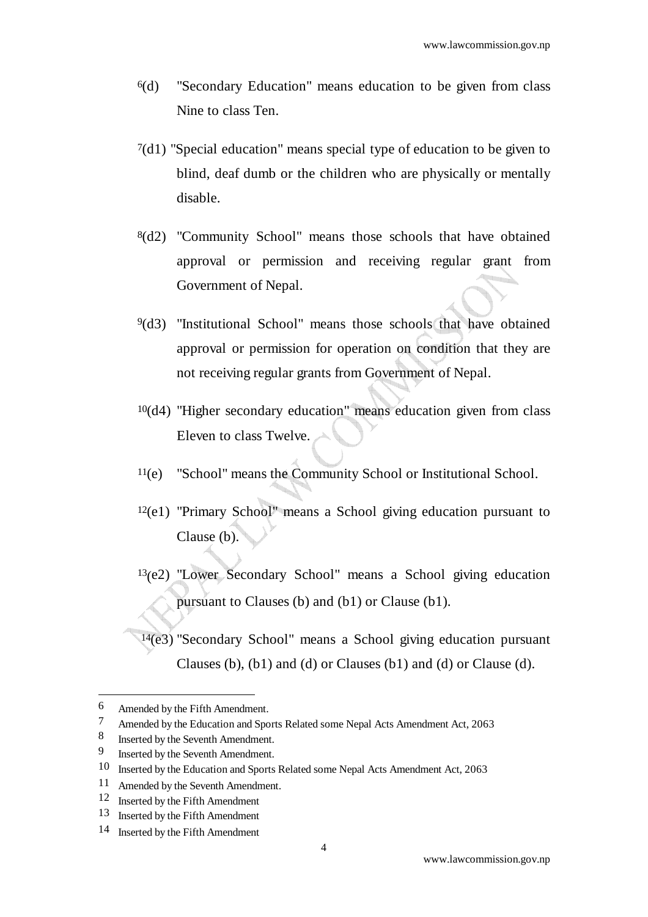[6](d) "Secondary Education" means education to be given from class Nine to class Ten.

[7](d1) "Special education" means special type of education to be given to blind, deaf dumb or the children who are physically or mentally disable.

[8](d2) "Community School" means those schools that have obtained approval or permission and receiving regular grant from Government of Nepal.

[9](d3) "Institutional School" means those schools that have obtained approval or permission for operation on condition that they are not receiving regular grants from Government of Nepal.

[10](d4) "Higher secondary education" means education given from class Eleven to class Twelve.

[11](e) "School" means the Community School or Institutional School.

[12](e1) "Primary School" means a School giving education pursuant to Clause (b).

[13](e2) "Lower Secondary School" means a School giving education pursuant to Clauses (b) and (b1) or Clause (b1).

[14](e3) "Secondary School" means a School giving education pursuant Clauses (b), (b1) and (d) or Clauses (b1) and (d) or Clause (d).

---

6 Amended by the Fifth Amendment.

7 Amended by the Education and Sports Related some Nepal Acts Amendment Act, 2063

8 Inserted by the Seventh Amendment.

9 Inserted by the Seventh Amendment.

10 Inserted by the Education and Sports Related some Nepal Acts Amendment Act, 2063

11 Amended by the Seventh Amendment.

12 Inserted by the Fifth Amendment

13 Inserted by the Fifth Amendment

14 Inserted by the Fifth Amendment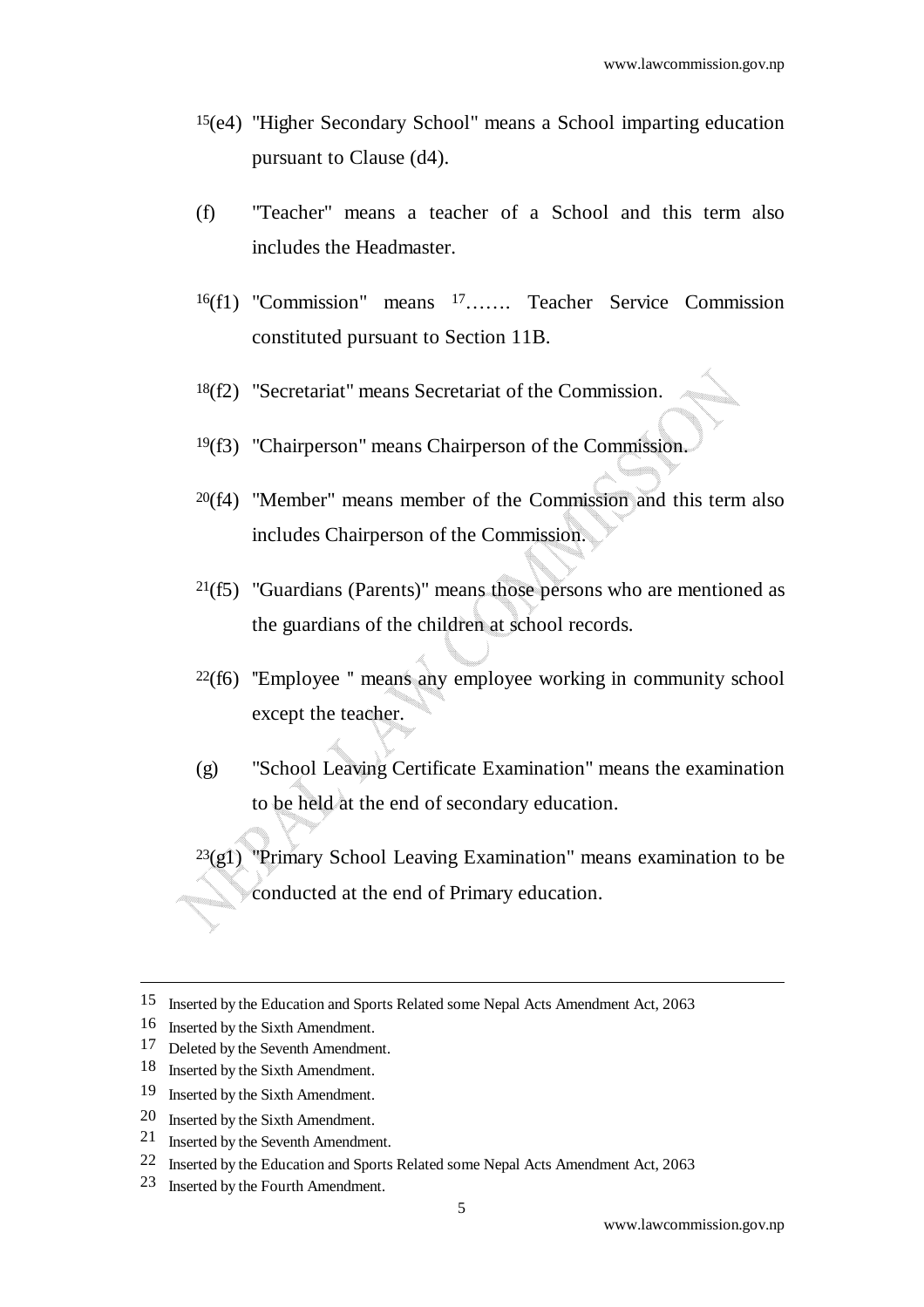[15](e4) "Higher Secondary School" means a School imparting education pursuant to Clause (d4).

(f) "Teacher" means a teacher of a School and this term also includes the Headmaster.

[16](f1) "Commission" means [17]……. Teacher Service Commission constituted pursuant to Section 11B.

[18](f2) "Secretariat" means Secretariat of the Commission.

[19](f3) "Chairperson" means Chairperson of the Commission.

[20](f4) "Member" means member of the Commission and this term also includes Chairperson of the Commission.

[21](f5) "Guardians (Parents)" means those persons who are mentioned as the guardians of the children at school records.

[22](f6) "Employee " means any employee working in community school except the teacher.

(g) "School Leaving Certificate Examination" means the examination to be held at the end of secondary education.

[23](g1) "Primary School Leaving Examination" means examination to be conducted at the end of Primary education.

---

15 Inserted by the Education and Sports Related some Nepal Acts Amendment Act, 2063

16 Inserted by the Sixth Amendment.

17 Deleted by the Seventh Amendment.

18 Inserted by the Sixth Amendment.

19 Inserted by the Sixth Amendment.

20 Inserted by the Sixth Amendment.

21 Inserted by the Seventh Amendment.

22 Inserted by the Education and Sports Related some Nepal Acts Amendment Act, 2063

23 Inserted by the Fourth Amendment.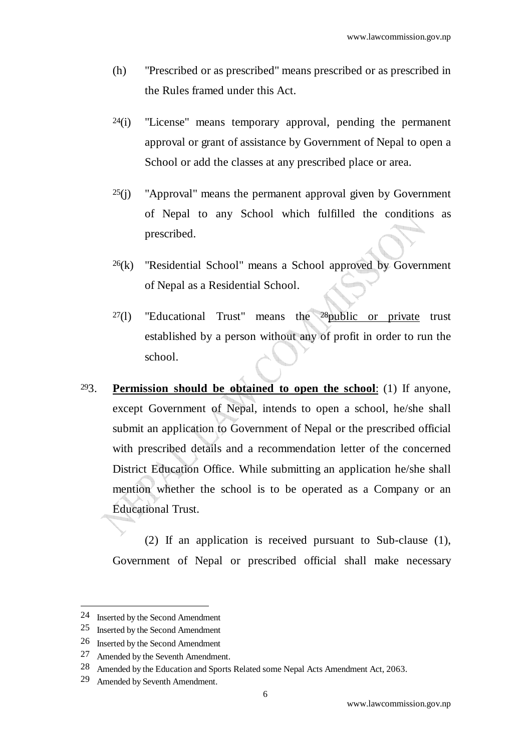(h) "Prescribed or as prescribed" means prescribed or as prescribed in the Rules framed under this Act.

[24](i) "License" means temporary approval, pending the permanent approval or grant of assistance by Government of Nepal to open a School or add the classes at any prescribed place or area.

[25](j) "Approval" means the permanent approval given by Government of Nepal to any School which fulfilled the conditions as prescribed.

[26](k) "Residential School" means a School approved by Government of Nepal as a Residential School.

[27](l) "Educational Trust" means the [28]<u>public or private</u> trust established by a person without any of profit in order to run the school.

[29]3. **<u>Permission should be obtained to open the school</u>**: (1) If anyone, except Government of Nepal, intends to open a school, he/she shall submit an application to Government of Nepal or the prescribed official with prescribed details and a recommendation letter of the concerned District Education Office. While submitting an application he/she shall mention whether the school is to be operated as a Company or an Educational Trust.

(2) If an application is received pursuant to Sub-clause (1), Government of Nepal or prescribed official shall make necessary

---

24 Inserted by the Second Amendment

25 Inserted by the Second Amendment

26 Inserted by the Second Amendment

27 Amended by the Seventh Amendment.

28 Amended by the Education and Sports Related some Nepal Acts Amendment Act, 2063.

29 Amended by Seventh Amendment.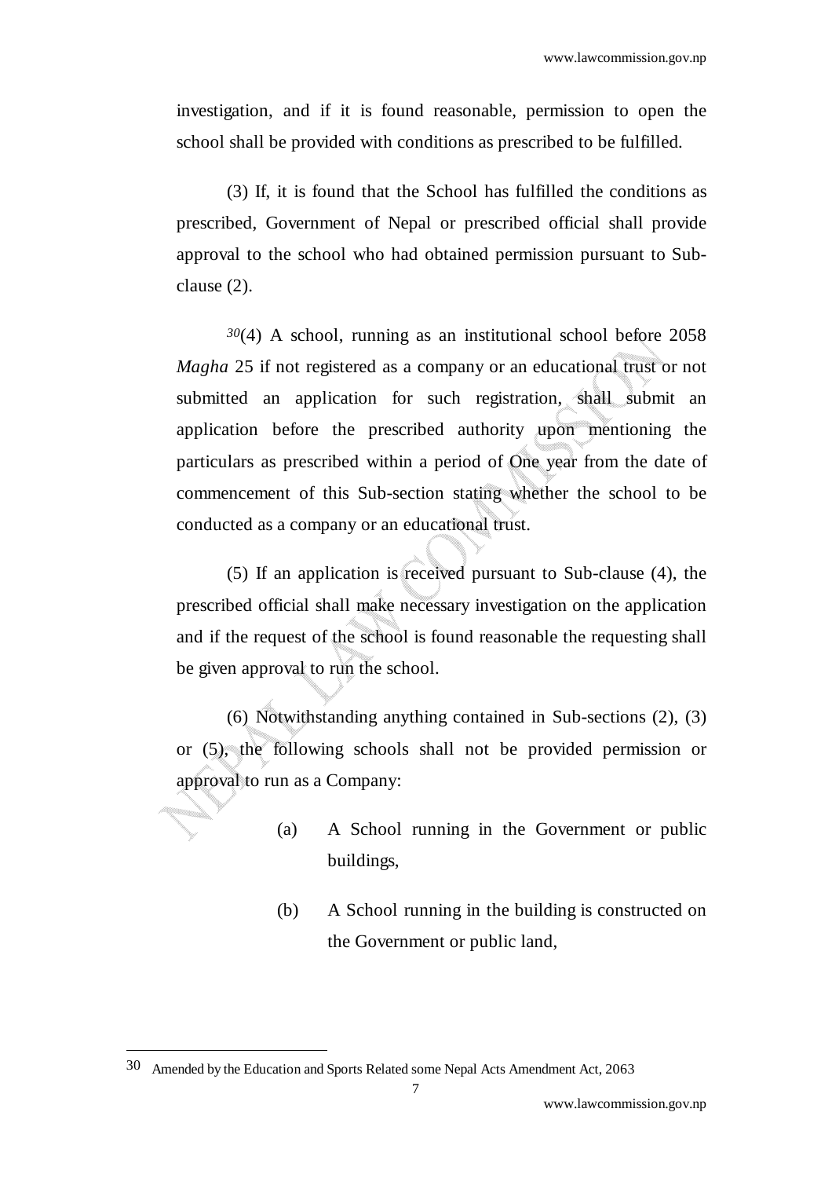investigation, and if it is found reasonable, permission to open the school shall be provided with conditions as prescribed to be fulfilled.

(3) If, it is found that the School has fulfilled the conditions as prescribed, Government of Nepal or prescribed official shall provide approval to the school who had obtained permission pursuant to Sub-clause (2).

[30](4) A school, running as an institutional school before 2058 *Magha* 25 if not registered as a company or an educational trust or not submitted an application for such registration, shall submit an application before the prescribed authority upon mentioning the particulars as prescribed within a period of One year from the date of commencement of this Sub-section stating whether the school to be conducted as a company or an educational trust.

(5) If an application is received pursuant to Sub-clause (4), the prescribed official shall make necessary investigation on the application and if the request of the school is found reasonable the requesting shall be given approval to run the school.

(6) Notwithstanding anything contained in Sub-sections (2), (3) or (5), the following schools shall not be provided permission or approval to run as a Company:

(a) A School running in the Government or public buildings,

(b) A School running in the building is constructed on the Government or public land,

---

[30] Amended by the Education and Sports Related some Nepal Acts Amendment Act, 2063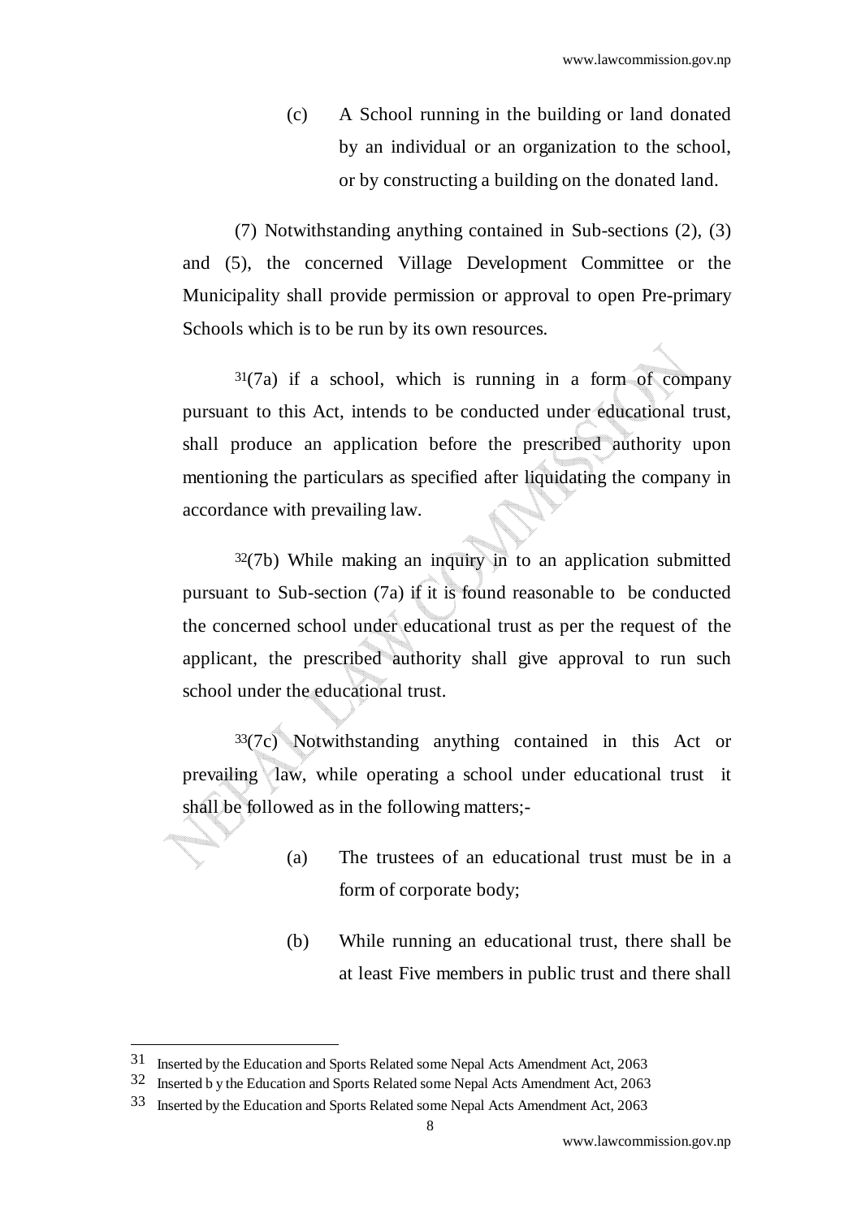(c) A School running in the building or land donated by an individual or an organization to the school, or by constructing a building on the donated land.

(7) Notwithstanding anything contained in Sub-sections (2), (3) and (5), the concerned Village Development Committee or the Municipality shall provide permission or approval to open Pre-primary Schools which is to be run by its own resources.

[31](7a) if a school, which is running in a form of company pursuant to this Act, intends to be conducted under educational trust, shall produce an application before the prescribed authority upon mentioning the particulars as specified after liquidating the company in accordance with prevailing law.

[32](7b) While making an inquiry in to an application submitted pursuant to Sub-section (7a) if it is found reasonable to be conducted the concerned school under educational trust as per the request of the applicant, the prescribed authority shall give approval to run such school under the educational trust.

[33](7c) Notwithstanding anything contained in this Act or prevailing law, while operating a school under educational trust it shall be followed as in the following matters;-

(a) The trustees of an educational trust must be in a form of corporate body;

(b) While running an educational trust, there shall be at least Five members in public trust and there shall

---

[31] Inserted by the Education and Sports Related some Nepal Acts Amendment Act, 2063

[32] Inserted b y the Education and Sports Related some Nepal Acts Amendment Act, 2063

[33] Inserted by the Education and Sports Related some Nepal Acts Amendment Act, 2063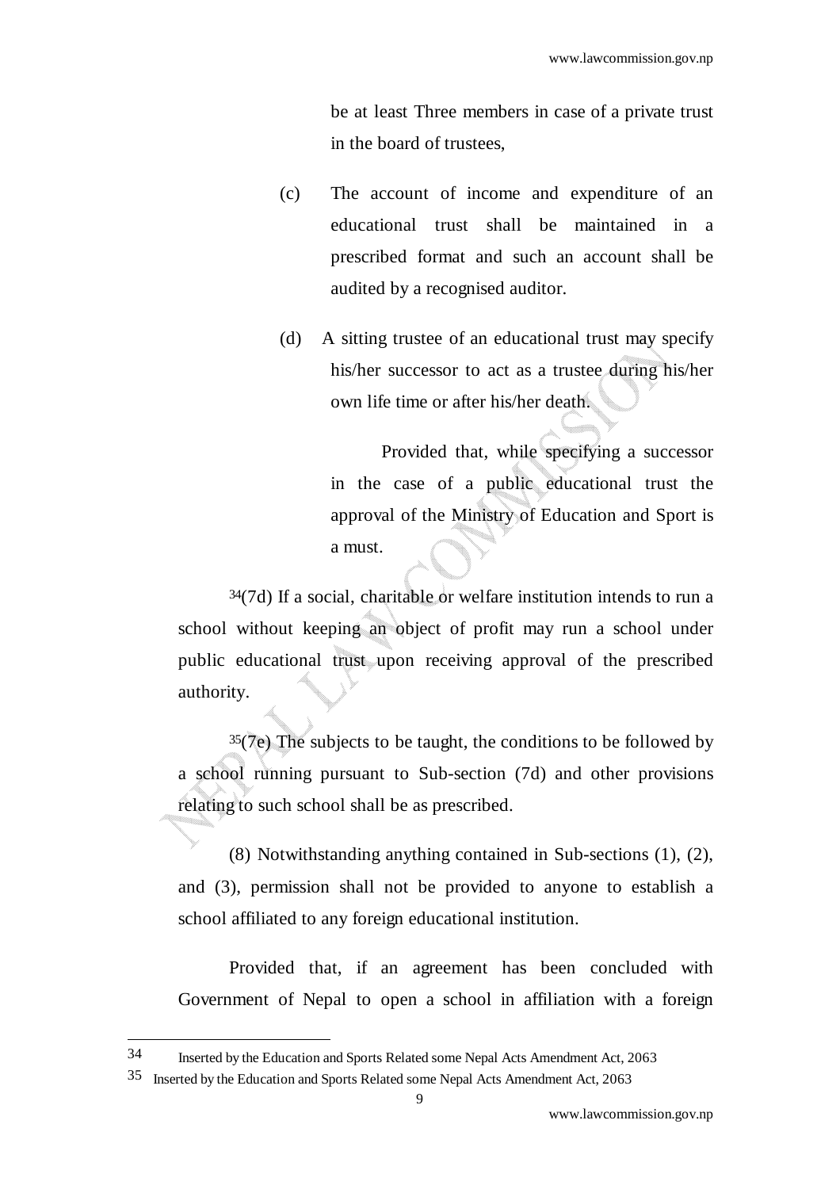be at least Three members in case of a private trust in the board of trustees,

(c) The account of income and expenditure of an educational trust shall be maintained in a prescribed format and such an account shall be audited by a recognised auditor.

(d) A sitting trustee of an educational trust may specify his/her successor to act as a trustee during his/her own life time or after his/her death.

Provided that, while specifying a successor in the case of a public educational trust the approval of the Ministry of Education and Sport is a must.

[34](7d) If a social, charitable or welfare institution intends to run a school without keeping an object of profit may run a school under public educational trust upon receiving approval of the prescribed authority.

[35](7e) The subjects to be taught, the conditions to be followed by a school running pursuant to Sub-section (7d) and other provisions relating to such school shall be as prescribed.

(8) Notwithstanding anything contained in Sub-sections (1), (2), and (3), permission shall not be provided to anyone to establish a school affiliated to any foreign educational institution.

Provided that, if an agreement has been concluded with Government of Nepal to open a school in affiliation with a foreign

---

34 Inserted by the Education and Sports Related some Nepal Acts Amendment Act, 2063

35 Inserted by the Education and Sports Related some Nepal Acts Amendment Act, 2063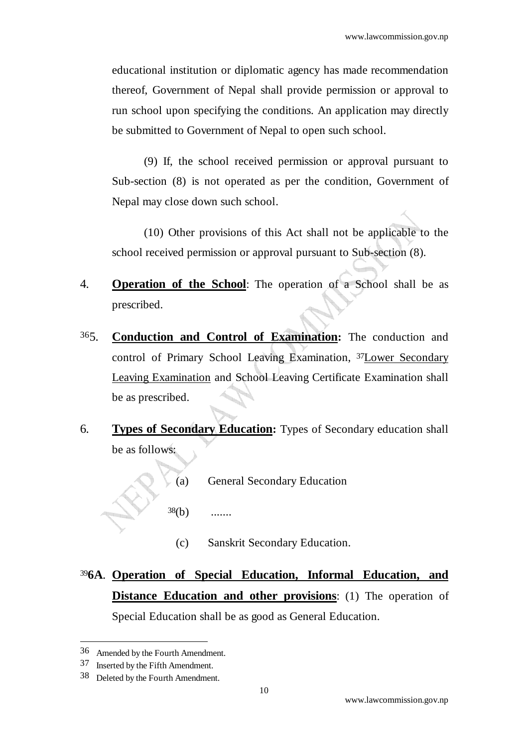educational institution or diplomatic agency has made recommendation thereof, Government of Nepal shall provide permission or approval to run school upon specifying the conditions. An application may directly be submitted to Government of Nepal to open such school.

(9) If, the school received permission or approval pursuant to Sub-section (8) is not operated as per the condition, Government of Nepal may close down such school.

(10) Other provisions of this Act shall not be applicable to the school received permission or approval pursuant to Sub-section (8).

4. **Operation of the School**: The operation of a School shall be as prescribed.

[36]5. **Conduction and Control of Examination:** The conduction and control of Primary School Leaving Examination, [37]Lower Secondary Leaving Examination and School Leaving Certificate Examination shall be as prescribed.

6. **Types of Secondary Education:** Types of Secondary education shall be as follows:

(a) General Secondary Education

[38](b) .......

(c) Sanskrit Secondary Education.

[39]**6A**. **Operation of Special Education, Informal Education, and Distance Education and other provisions**: (1) The operation of Special Education shall be as good as General Education.

---

36 Amended by the Fourth Amendment.

37 Inserted by the Fifth Amendment.

38 Deleted by the Fourth Amendment.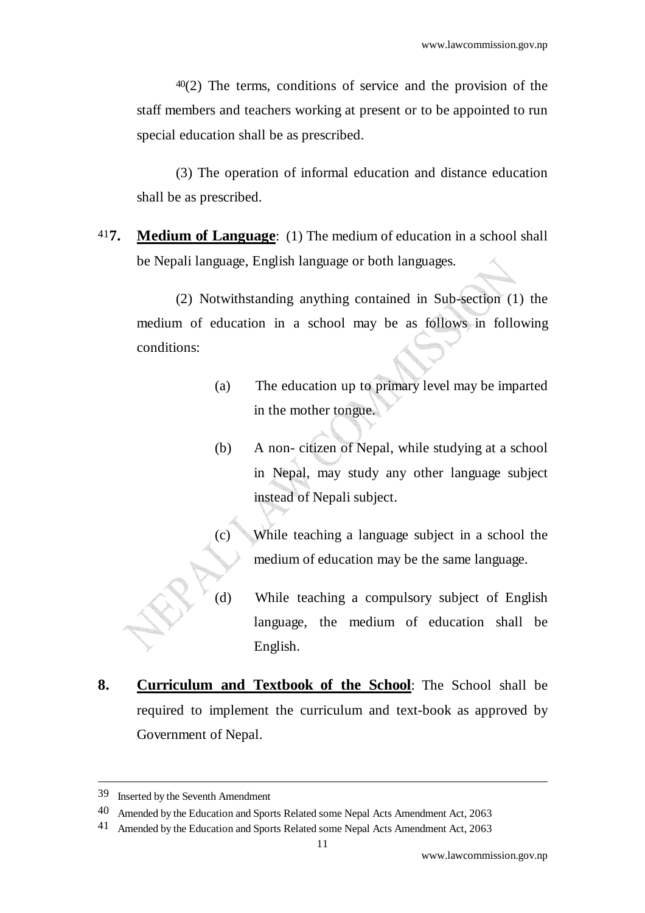[40](2) The terms, conditions of service and the provision of the staff members and teachers working at present or to be appointed to run special education shall be as prescribed.

(3) The operation of informal education and distance education shall be as prescribed.

[41]**7. Medium of Language**: (1) The medium of education in a school shall be Nepali language, English language or both languages.

(2) Notwithstanding anything contained in Sub-section (1) the medium of education in a school may be as follows in following conditions:

(a) The education up to primary level may be imparted in the mother tongue.

(b) A non- citizen of Nepal, while studying at a school in Nepal, may study any other language subject instead of Nepali subject.

(c) While teaching a language subject in a school the medium of education may be the same language.

(d) While teaching a compulsory subject of English language, the medium of education shall be English.

**8. Curriculum and Textbook of the School**: The School shall be required to implement the curriculum and text-book as approved by Government of Nepal.

---

39 Inserted by the Seventh Amendment

40 Amended by the Education and Sports Related some Nepal Acts Amendment Act, 2063

41 Amended by the Education and Sports Related some Nepal Acts Amendment Act, 2063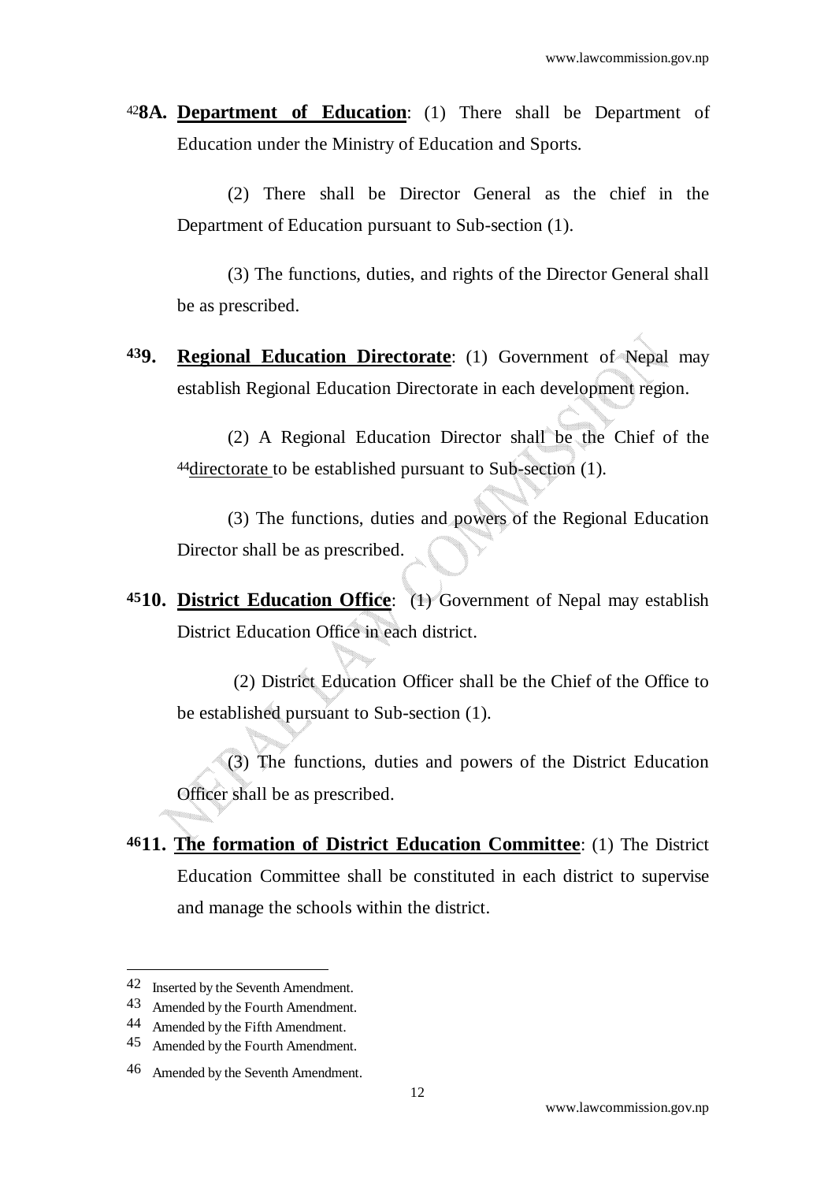[42]**8A.** **Department of Education**: (1) There shall be Department of Education under the Ministry of Education and Sports.

(2) There shall be Director General as the chief in the Department of Education pursuant to Sub-section (1).

(3) The functions, duties, and rights of the Director General shall be as prescribed.

[43]**9.** **Regional Education Directorate**: (1) Government of Nepal may establish Regional Education Directorate in each development region.

(2) A Regional Education Director shall be the Chief of the [44]directorate to be established pursuant to Sub-section (1).

(3) The functions, duties and powers of the Regional Education Director shall be as prescribed.

[45]**10.** **District Education Office**: (1) Government of Nepal may establish District Education Office in each district.

(2) District Education Officer shall be the Chief of the Office to be established pursuant to Sub-section (1).

(3) The functions, duties and powers of the District Education Officer shall be as prescribed.

[46]**11.** **The formation of District Education Committee**: (1) The District Education Committee shall be constituted in each district to supervise and manage the schools within the district.

---

[42] Inserted by the Seventh Amendment.

[43] Amended by the Fourth Amendment.

[44] Amended by the Fifth Amendment.

[45] Amended by the Fourth Amendment.

[46] Amended by the Seventh Amendment.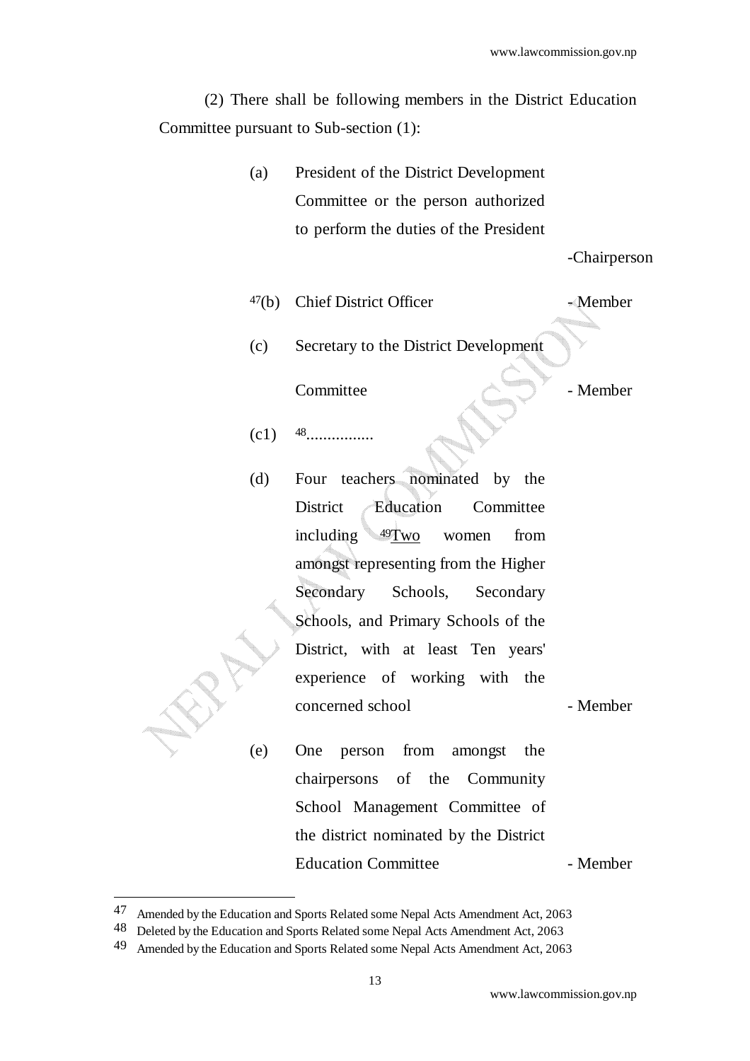(2) There shall be following members in the District Education Committee pursuant to Sub-section (1):

(a) President of the District Development Committee or the person authorized to perform the duties of the President -Chairperson

[47](b) Chief District Officer - Member

(c) Secretary to the District Development Committee - Member

(c1) [48]................

(d) Four teachers nominated by the District Education Committee including [49]Two women from amongst representing from the Higher Secondary Schools, Secondary Schools, and Primary Schools of the District, with at least Ten years' experience of working with the concerned school - Member

(e) One person from amongst the chairpersons of the Community School Management Committee of the district nominated by the District Education Committee - Member

---

47 Amended by the Education and Sports Related some Nepal Acts Amendment Act, 2063

48 Deleted by the Education and Sports Related some Nepal Acts Amendment Act, 2063

49 Amended by the Education and Sports Related some Nepal Acts Amendment Act, 2063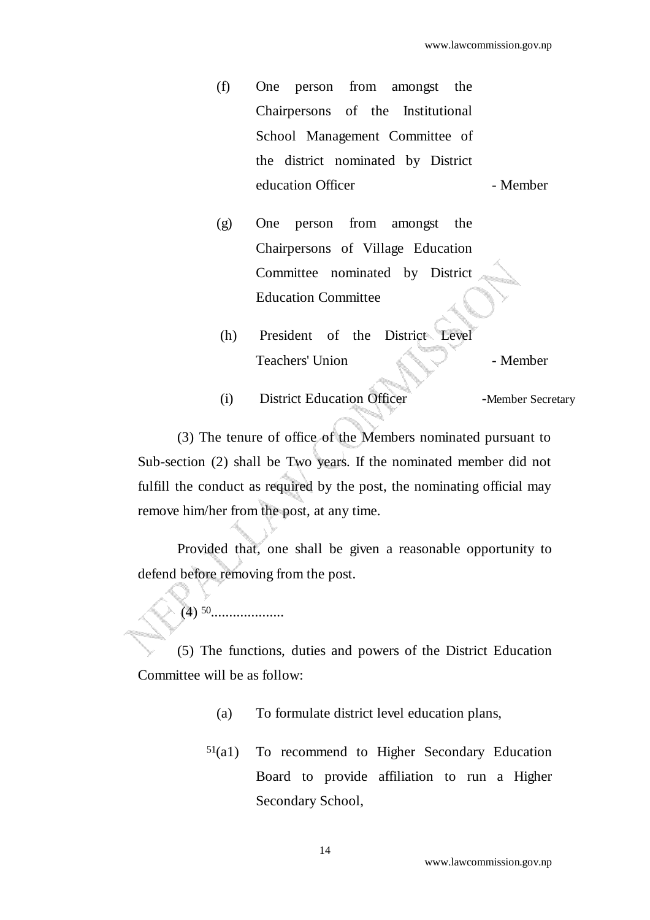(f) One person from amongst the Chairpersons of the Institutional School Management Committee of the district nominated by District education Officer - Member

(g) One person from amongst the Chairpersons of Village Education Committee nominated by District Education Committee

(h) President of the District Level Teachers' Union - Member

(i) District Education Officer -Member Secretary

(3) The tenure of office of the Members nominated pursuant to Sub-section (2) shall be Two years. If the nominated member did not fulfill the conduct as required by the post, the nominating official may remove him/her from the post, at any time.

Provided that, one shall be given a reasonable opportunity to defend before removing from the post.

(4) [50]....................

(5) The functions, duties and powers of the District Education Committee will be as follow:

(a) To formulate district level education plans,

[51](a1) To recommend to Higher Secondary Education Board to provide affiliation to run a Higher Secondary School,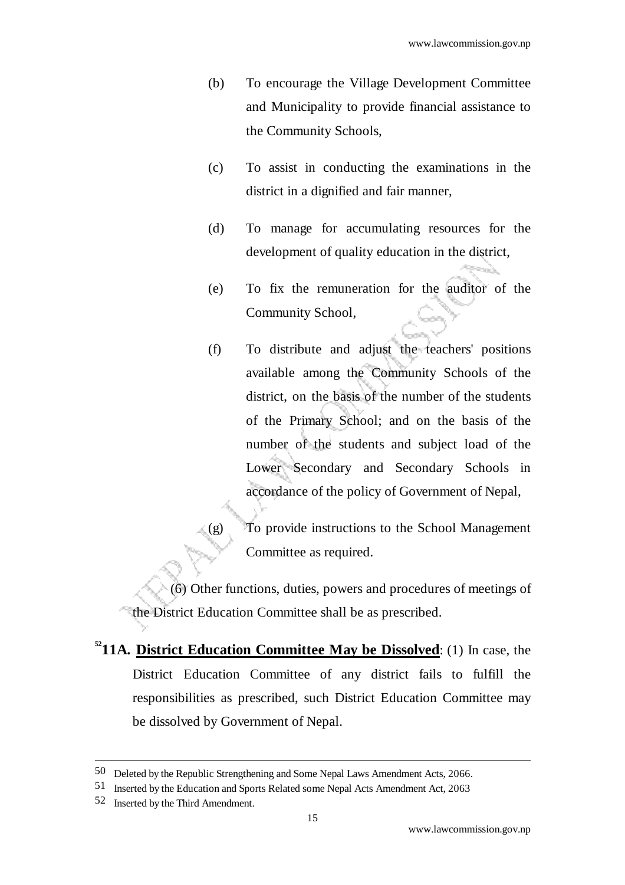(b) To encourage the Village Development Committee and Municipality to provide financial assistance to the Community Schools,

(c) To assist in conducting the examinations in the district in a dignified and fair manner,

(d) To manage for accumulating resources for the development of quality education in the district,

(e) To fix the remuneration for the auditor of the Community School,

(f) To distribute and adjust the teachers' positions available among the Community Schools of the district, on the basis of the number of the students of the Primary School; and on the basis of the number of the students and subject load of the Lower Secondary and Secondary Schools in accordance of the policy of Government of Nepal,

(g) To provide instructions to the School Management Committee as required.

(6) Other functions, duties, powers and procedures of meetings of the District Education Committee shall be as prescribed.

[52]**11A. <u>District Education Committee May be Dissolved</u>**: (1) In case, the District Education Committee of any district fails to fulfill the responsibilities as prescribed, such District Education Committee may be dissolved by Government of Nepal.

---

50 Deleted by the Republic Strengthening and Some Nepal Laws Amendment Acts, 2066.

51 Inserted by the Education and Sports Related some Nepal Acts Amendment Act, 2063

52 Inserted by the Third Amendment.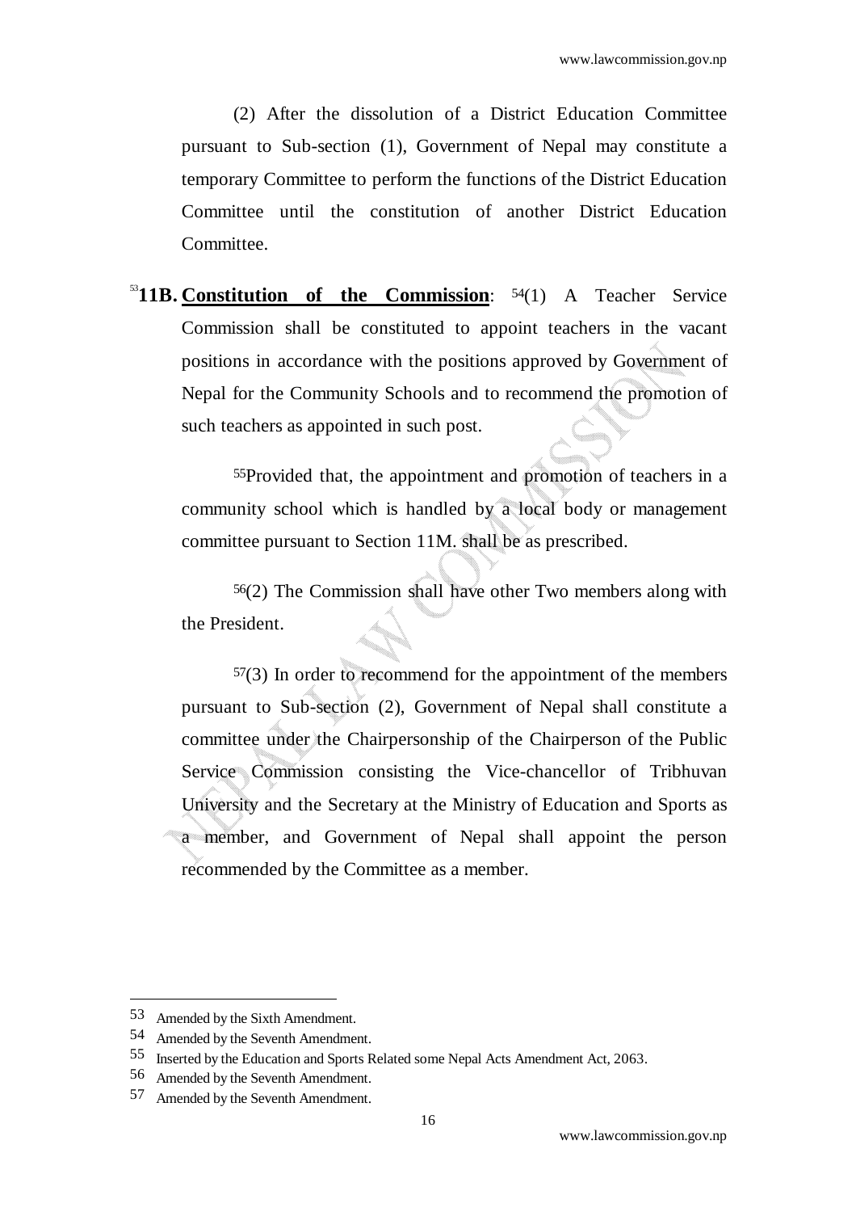(2) After the dissolution of a District Education Committee pursuant to Sub-section (1), Government of Nepal may constitute a temporary Committee to perform the functions of the District Education Committee until the constitution of another District Education Committee.

[53]**11B. Constitution of the Commission**: [54](1) A Teacher Service Commission shall be constituted to appoint teachers in the vacant positions in accordance with the positions approved by Government of Nepal for the Community Schools and to recommend the promotion of such teachers as appointed in such post.

[55]Provided that, the appointment and promotion of teachers in a community school which is handled by a local body or management committee pursuant to Section 11M. shall be as prescribed.

[56](2) The Commission shall have other Two members along with the President.

[57](3) In order to recommend for the appointment of the members pursuant to Sub-section (2), Government of Nepal shall constitute a committee under the Chairpersonship of the Chairperson of the Public Service Commission consisting the Vice-chancellor of Tribhuvan University and the Secretary at the Ministry of Education and Sports as a member, and Government of Nepal shall appoint the person recommended by the Committee as a member.

---

53 Amended by the Sixth Amendment.

54 Amended by the Seventh Amendment.

55 Inserted by the Education and Sports Related some Nepal Acts Amendment Act, 2063.

56 Amended by the Seventh Amendment.

57 Amended by the Seventh Amendment.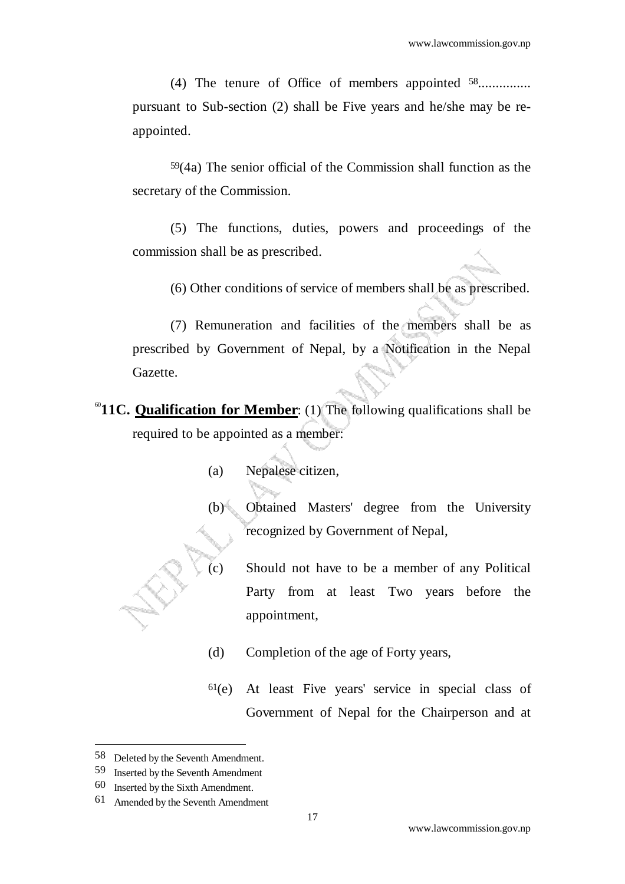(4) The tenure of Office of members appointed [58]............... pursuant to Sub-section (2) shall be Five years and he/she may be re-appointed.

[59](4a) The senior official of the Commission shall function as the secretary of the Commission.

(5) The functions, duties, powers and proceedings of the commission shall be as prescribed.

(6) Other conditions of service of members shall be as prescribed.

(7) Remuneration and facilities of the members shall be as prescribed by Government of Nepal, by a Notification in the Nepal Gazette.

[60]**11C. <u>Qualification for Member</u>**: (1) The following qualifications shall be required to be appointed as a member:

- (a) Nepalese citizen,
- (b) Obtained Masters' degree from the University recognized by Government of Nepal,
- (c) Should not have to be a member of any Political Party from at least Two years before the appointment,
- (d) Completion of the age of Forty years,
- [61](e) At least Five years' service in special class of Government of Nepal for the Chairperson and at

---

58 Deleted by the Seventh Amendment.

59 Inserted by the Seventh Amendment

60 Inserted by the Sixth Amendment.

61 Amended by the Seventh Amendment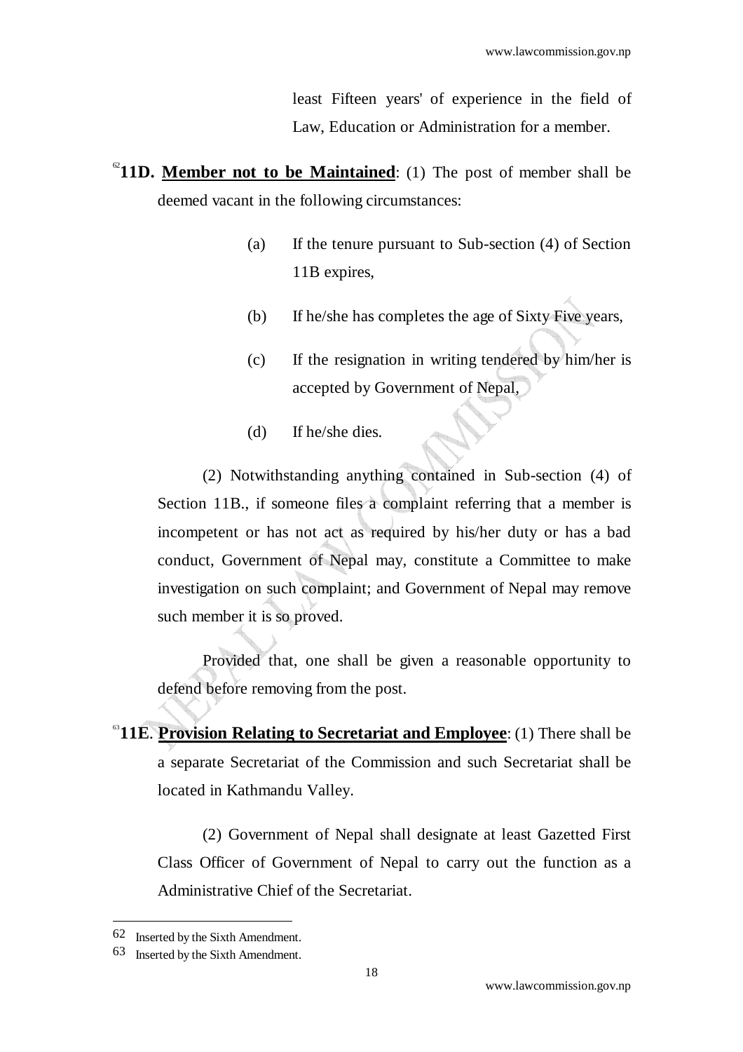least Fifteen years' of experience in the field of Law, Education or Administration for a member.

[62]**11D. Member not to be Maintained**: (1) The post of member shall be deemed vacant in the following circumstances:

(a) If the tenure pursuant to Sub-section (4) of Section 11B expires,

(b) If he/she has completes the age of Sixty Five years,

(c) If the resignation in writing tendered by him/her is accepted by Government of Nepal,

(d) If he/she dies.

(2) Notwithstanding anything contained in Sub-section (4) of Section 11B., if someone files a complaint referring that a member is incompetent or has not act as required by his/her duty or has a bad conduct, Government of Nepal may, constitute a Committee to make investigation on such complaint; and Government of Nepal may remove such member it is so proved.

Provided that, one shall be given a reasonable opportunity to defend before removing from the post.

[63]**11E. Provision Relating to Secretariat and Employee**: (1) There shall be a separate Secretariat of the Commission and such Secretariat shall be located in Kathmandu Valley.

(2) Government of Nepal shall designate at least Gazetted First Class Officer of Government of Nepal to carry out the function as a Administrative Chief of the Secretariat.

---

62 Inserted by the Sixth Amendment.

63 Inserted by the Sixth Amendment.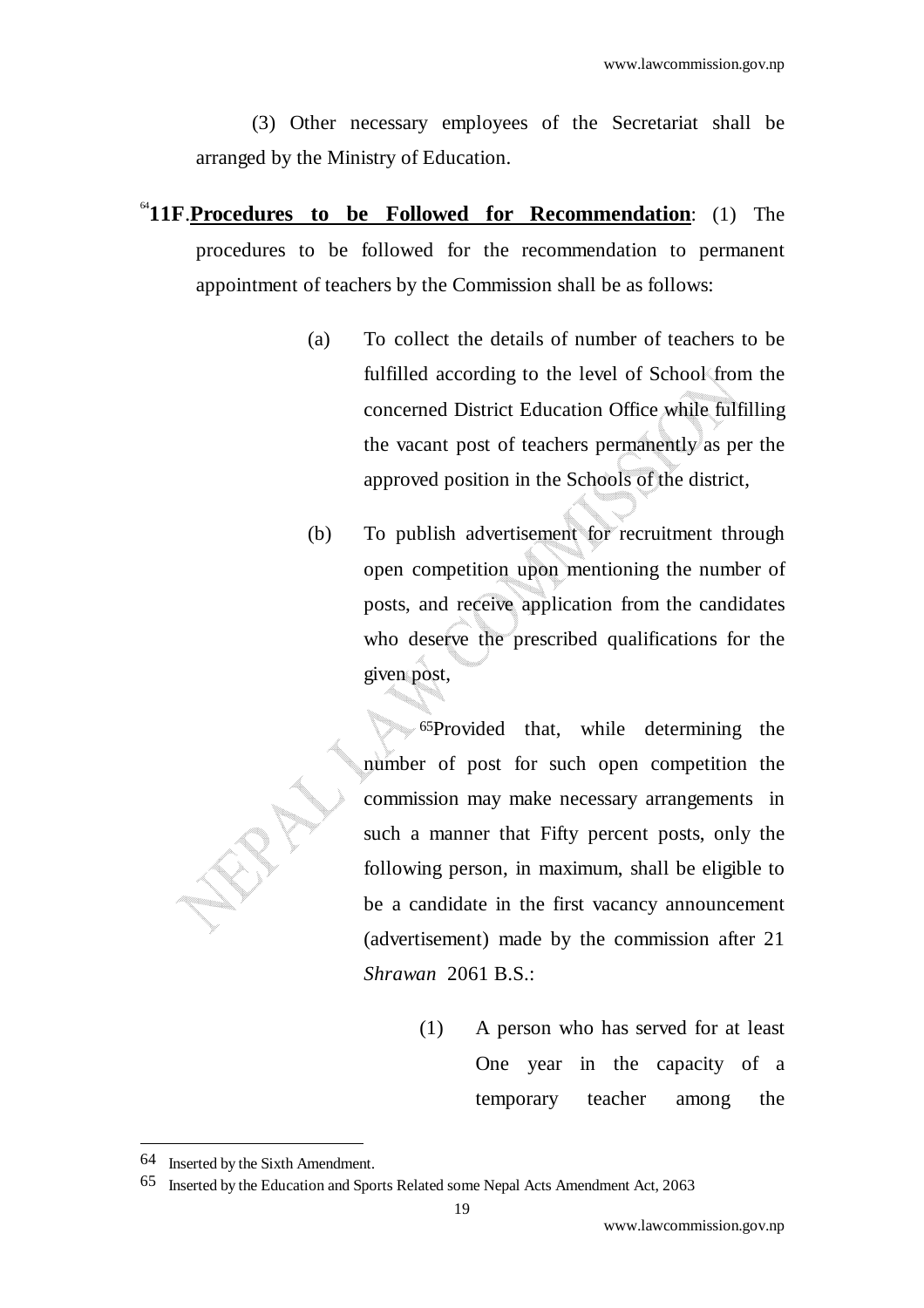(3) Other necessary employees of the Secretariat shall be arranged by the Ministry of Education.

[64]**11F.** **<u>Procedures to be Followed for Recommendation</u>**: (1) The procedures to be followed for the recommendation to permanent appointment of teachers by the Commission shall be as follows:

(a) To collect the details of number of teachers to be fulfilled according to the level of School from the concerned District Education Office while fulfilling the vacant post of teachers permanently as per the approved position in the Schools of the district,

(b) To publish advertisement for recruitment through open competition upon mentioning the number of posts, and receive application from the candidates who deserve the prescribed qualifications for the given post,

[65]Provided that, while determining the number of post for such open competition the commission may make necessary arrangements in such a manner that Fifty percent posts, only the following person, in maximum, shall be eligible to be a candidate in the first vacancy announcement (advertisement) made by the commission after 21 *Shrawan* 2061 B.S.:

(1) A person who has served for at least One year in the capacity of a temporary teacher among the

---

[64] Inserted by the Sixth Amendment.

[65] Inserted by the Education and Sports Related some Nepal Acts Amendment Act, 2063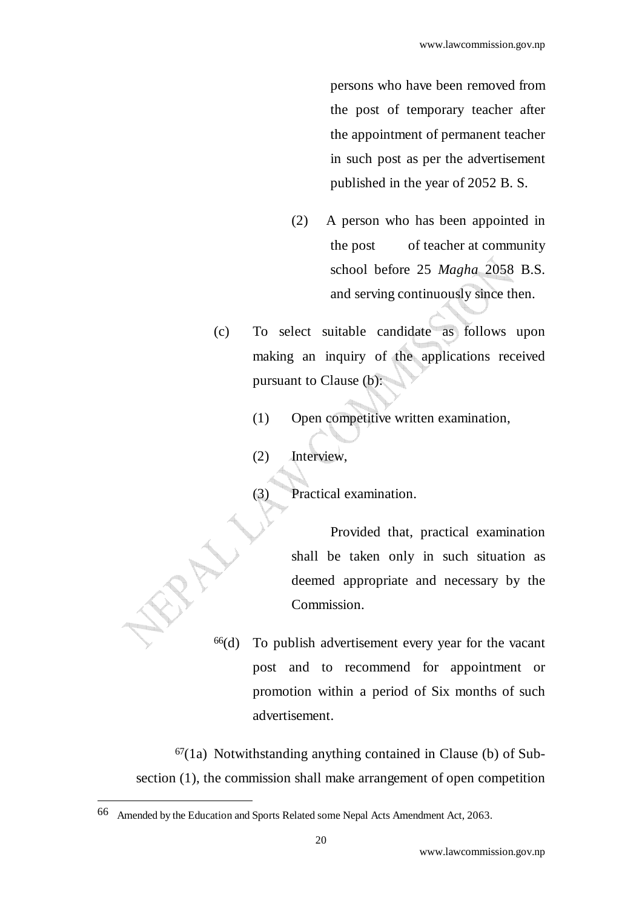persons who have been removed from the post of temporary teacher after the appointment of permanent teacher in such post as per the advertisement published in the year of 2052 B. S.

(2) A person who has been appointed in the post of teacher at community school before 25 *Magha* 2058 B.S. and serving continuously since then.

(c) To select suitable candidate as follows upon making an inquiry of the applications received pursuant to Clause (b):

(1) Open competitive written examination,

(2) Interview,

(3) Practical examination.

Provided that, practical examination shall be taken only in such situation as deemed appropriate and necessary by the Commission.

[66](d) To publish advertisement every year for the vacant post and to recommend for appointment or promotion within a period of Six months of such advertisement.

[67](1a) Notwithstanding anything contained in Clause (b) of Sub-section (1), the commission shall make arrangement of open competition

---

66 Amended by the Education and Sports Related some Nepal Acts Amendment Act, 2063.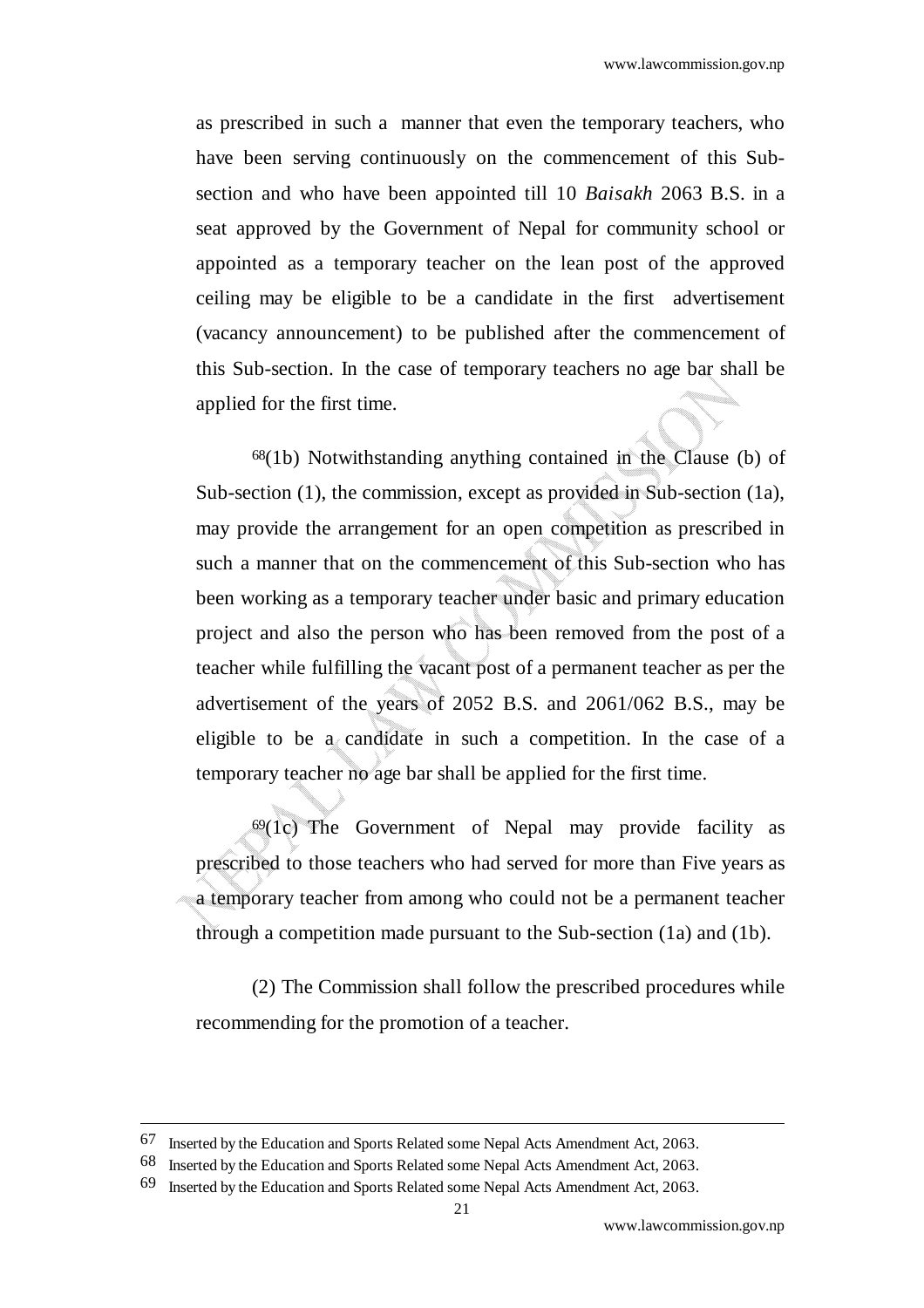as prescribed in such a manner that even the temporary teachers, who have been serving continuously on the commencement of this Sub-section and who have been appointed till 10 *Baisakh* 2063 B.S. in a seat approved by the Government of Nepal for community school or appointed as a temporary teacher on the lean post of the approved ceiling may be eligible to be a candidate in the first advertisement (vacancy announcement) to be published after the commencement of this Sub-section. In the case of temporary teachers no age bar shall be applied for the first time.

[68](1b) Notwithstanding anything contained in the Clause (b) of Sub-section (1), the commission, except as provided in Sub-section (1a), may provide the arrangement for an open competition as prescribed in such a manner that on the commencement of this Sub-section who has been working as a temporary teacher under basic and primary education project and also the person who has been removed from the post of a teacher while fulfilling the vacant post of a permanent teacher as per the advertisement of the years of 2052 B.S. and 2061/062 B.S., may be eligible to be a candidate in such a competition. In the case of a temporary teacher no age bar shall be applied for the first time.

[69](1c) The Government of Nepal may provide facility as prescribed to those teachers who had served for more than Five years as a temporary teacher from among who could not be a permanent teacher through a competition made pursuant to the Sub-section (1a) and (1b).

(2) The Commission shall follow the prescribed procedures while recommending for the promotion of a teacher.

---

67 Inserted by the Education and Sports Related some Nepal Acts Amendment Act, 2063.

68 Inserted by the Education and Sports Related some Nepal Acts Amendment Act, 2063.

69 Inserted by the Education and Sports Related some Nepal Acts Amendment Act, 2063.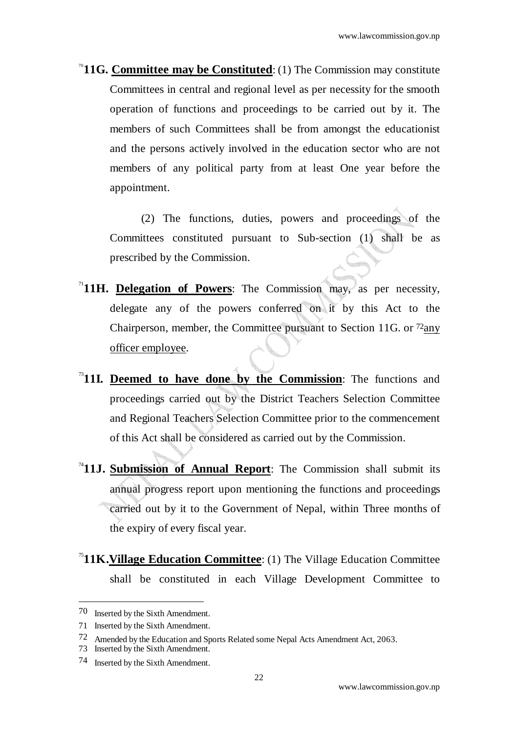[70]**11G. Committee may be Constituted**: (1) The Commission may constitute Committees in central and regional level as per necessity for the smooth operation of functions and proceedings to be carried out by it. The members of such Committees shall be from amongst the educationist and the persons actively involved in the education sector who are not members of any political party from at least One year before the appointment.

(2) The functions, duties, powers and proceedings of the Committees constituted pursuant to Sub-section (1) shall be as prescribed by the Commission.

[71]**11H. Delegation of Powers**: The Commission may, as per necessity, delegate any of the powers conferred on it by this Act to the Chairperson, member, the Committee pursuant to Section 11G. or [72]any officer employee.

[73]**11I. Deemed to have done by the Commission**: The functions and proceedings carried out by the District Teachers Selection Committee and Regional Teachers Selection Committee prior to the commencement of this Act shall be considered as carried out by the Commission.

[74]**11J. Submission of Annual Report**: The Commission shall submit its annual progress report upon mentioning the functions and proceedings carried out by it to the Government of Nepal, within Three months of the expiry of every fiscal year.

[75]**11K. Village Education Committee**: (1) The Village Education Committee shall be constituted in each Village Development Committee to

---

70 Inserted by the Sixth Amendment.

71 Inserted by the Sixth Amendment.

72 Amended by the Education and Sports Related some Nepal Acts Amendment Act, 2063.

73 Inserted by the Sixth Amendment.

74 Inserted by the Sixth Amendment.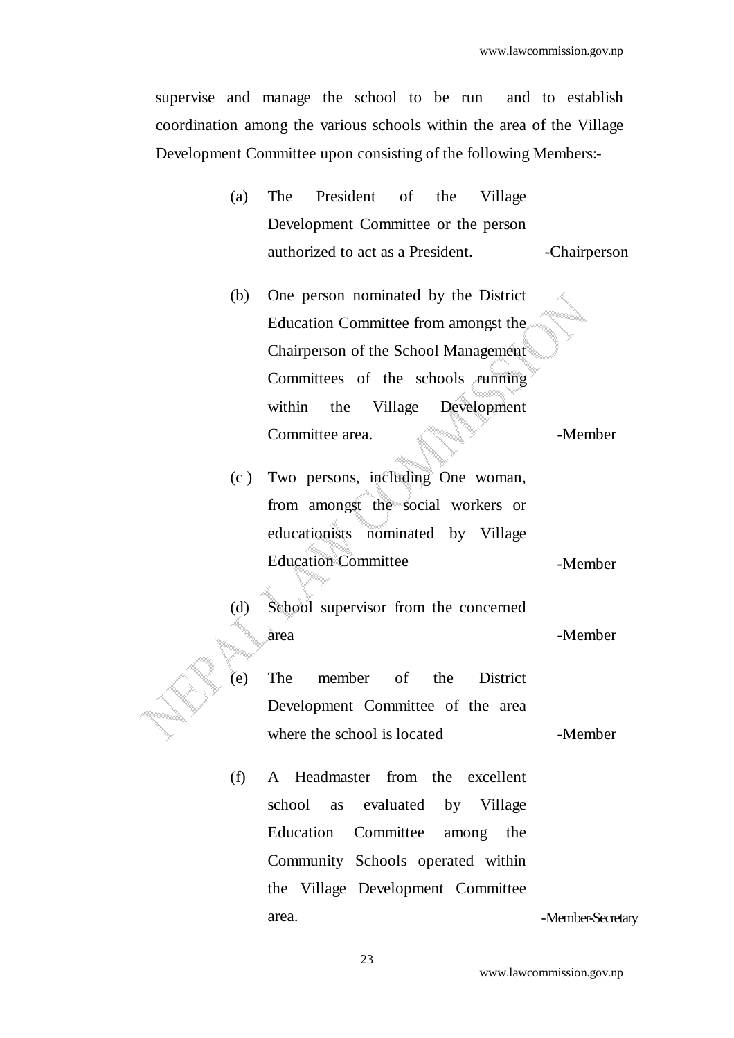supervise and manage the school to be run and to establish coordination among the various schools within the area of the Village Development Committee upon consisting of the following Members:-

(a) The President of the Village Development Committee or the person authorized to act as a President. -Chairperson

(b) One person nominated by the District Education Committee from amongst the Chairperson of the School Management Committees of the schools running within the Village Development Committee area. -Member

(c ) Two persons, including One woman, from amongst the social workers or educationists nominated by Village Education Committee -Member

(d) School supervisor from the concerned area -Member

(e) The member of the District Development Committee of the area where the school is located -Member

(f) A Headmaster from the excellent school as evaluated by Village Education Committee among the Community Schools operated within the Village Development Committee area. -Member-Secretary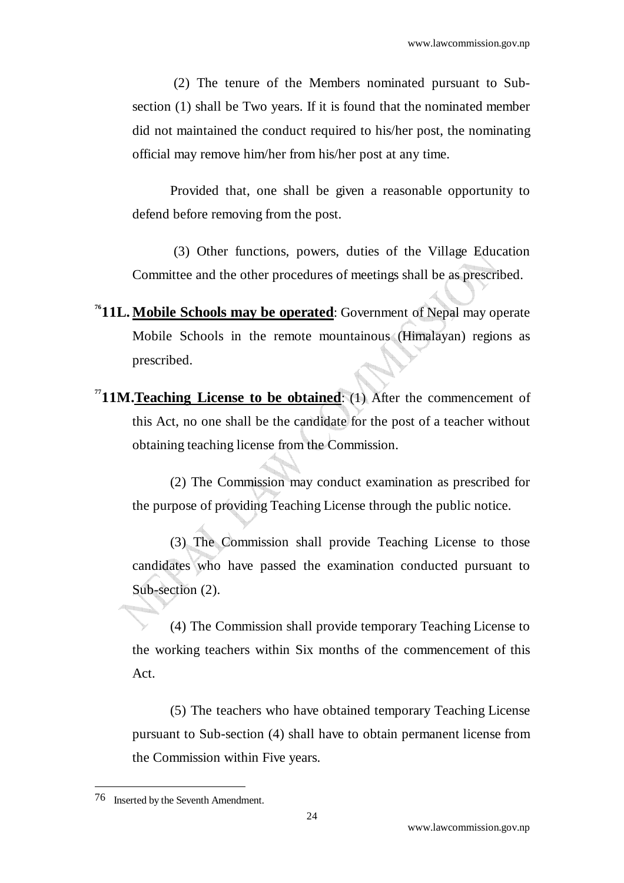(2) The tenure of the Members nominated pursuant to Sub-section (1) shall be Two years. If it is found that the nominated member did not maintained the conduct required to his/her post, the nominating official may remove him/her from his/her post at any time.

Provided that, one shall be given a reasonable opportunity to defend before removing from the post.

(3) Other functions, powers, duties of the Village Education Committee and the other procedures of meetings shall be as prescribed.

[76]**11L. Mobile Schools may be operated**: Government of Nepal may operate Mobile Schools in the remote mountainous (Himalayan) regions as prescribed.

[77]**11M. Teaching License to be obtained**: (1) After the commencement of this Act, no one shall be the candidate for the post of a teacher without obtaining teaching license from the Commission.

(2) The Commission may conduct examination as prescribed for the purpose of providing Teaching License through the public notice.

(3) The Commission shall provide Teaching License to those candidates who have passed the examination conducted pursuant to Sub-section (2).

(4) The Commission shall provide temporary Teaching License to the working teachers within Six months of the commencement of this Act.

(5) The teachers who have obtained temporary Teaching License pursuant to Sub-section (4) shall have to obtain permanent license from the Commission within Five years.

---

76 Inserted by the Seventh Amendment.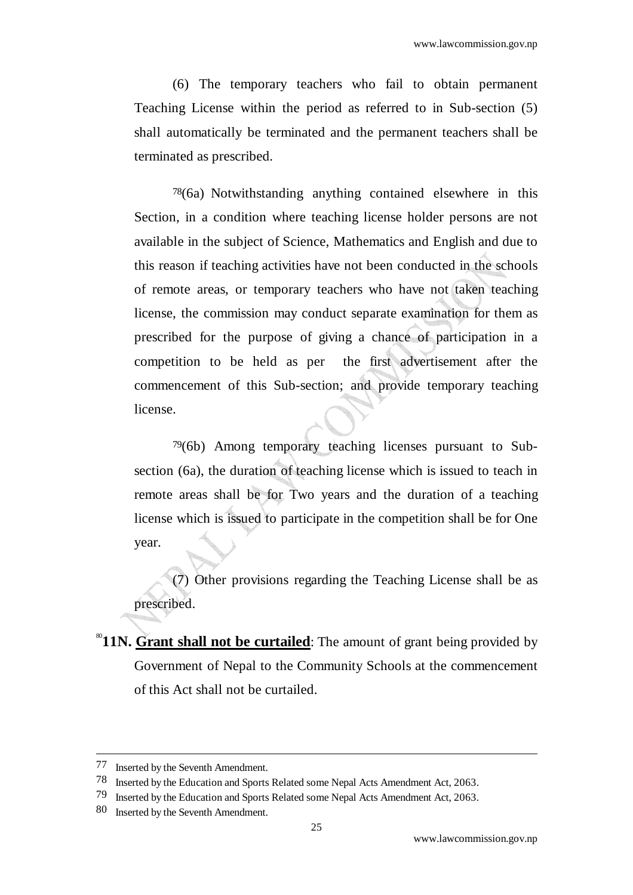(6) The temporary teachers who fail to obtain permanent Teaching License within the period as referred to in Sub-section (5) shall automatically be terminated and the permanent teachers shall be terminated as prescribed.

[78](6a) Notwithstanding anything contained elsewhere in this Section, in a condition where teaching license holder persons are not available in the subject of Science, Mathematics and English and due to this reason if teaching activities have not been conducted in the schools of remote areas, or temporary teachers who have not taken teaching license, the commission may conduct separate examination for them as prescribed for the purpose of giving a chance of participation in a competition to be held as per the first advertisement after the commencement of this Sub-section; and provide temporary teaching license.

[79](6b) Among temporary teaching licenses pursuant to Sub-section (6a), the duration of teaching license which is issued to teach in remote areas shall be for Two years and the duration of a teaching license which is issued to participate in the competition shall be for One year.

(7) Other provisions regarding the Teaching License shall be as prescribed.

[80]**11N. <u>Grant shall not be curtailed</u>**: The amount of grant being provided by Government of Nepal to the Community Schools at the commencement of this Act shall not be curtailed.

---

77 Inserted by the Seventh Amendment.

78 Inserted by the Education and Sports Related some Nepal Acts Amendment Act, 2063.

79 Inserted by the Education and Sports Related some Nepal Acts Amendment Act, 2063.

80 Inserted by the Seventh Amendment.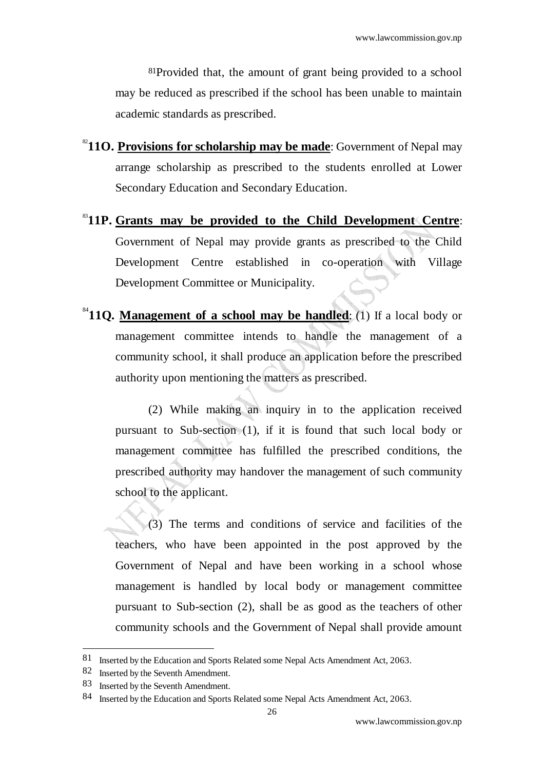[81]Provided that, the amount of grant being provided to a school may be reduced as prescribed if the school has been unable to maintain academic standards as prescribed.

[82]**11O. Provisions for scholarship may be made**: Government of Nepal may arrange scholarship as prescribed to the students enrolled at Lower Secondary Education and Secondary Education.

[83]**11P. Grants may be provided to the Child Development Centre**: Government of Nepal may provide grants as prescribed to the Child Development Centre established in co-operation with Village Development Committee or Municipality.

[84]**11Q. Management of a school may be handled**: (1) If a local body or management committee intends to handle the management of a community school, it shall produce an application before the prescribed authority upon mentioning the matters as prescribed.

(2) While making an inquiry in to the application received pursuant to Sub-section (1), if it is found that such local body or management committee has fulfilled the prescribed conditions, the prescribed authority may handover the management of such community school to the applicant.

(3) The terms and conditions of service and facilities of the teachers, who have been appointed in the post approved by the Government of Nepal and have been working in a school whose management is handled by local body or management committee pursuant to Sub-section (2), shall be as good as the teachers of other community schools and the Government of Nepal shall provide amount

---

[81] Inserted by the Education and Sports Related some Nepal Acts Amendment Act, 2063.

[82] Inserted by the Seventh Amendment.

[83] Inserted by the Seventh Amendment.

[84] Inserted by the Education and Sports Related some Nepal Acts Amendment Act, 2063.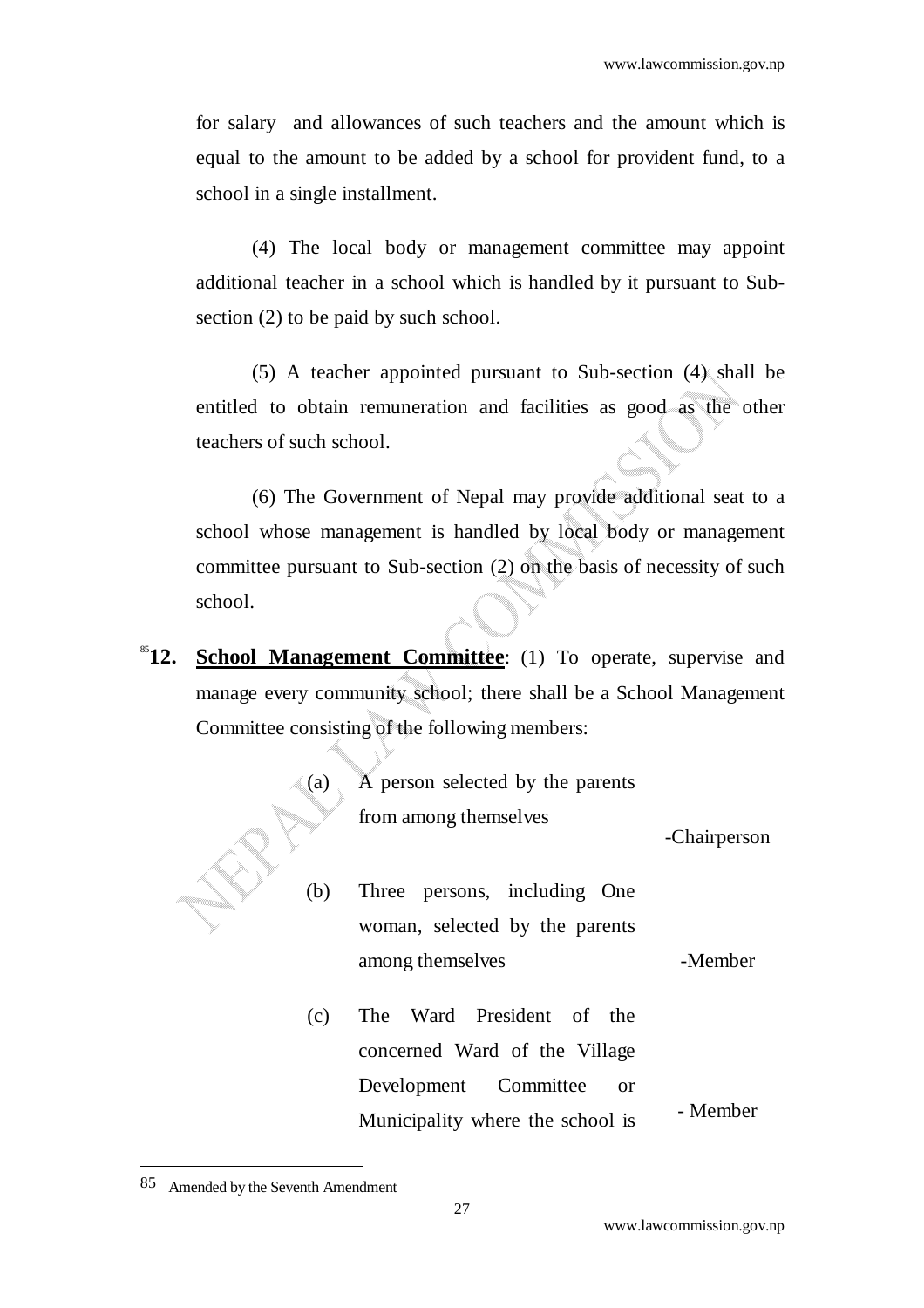for salary and allowances of such teachers and the amount which is equal to the amount to be added by a school for provident fund, to a school in a single installment.

(4) The local body or management committee may appoint additional teacher in a school which is handled by it pursuant to Sub-section (2) to be paid by such school.

(5) A teacher appointed pursuant to Sub-section (4) shall be entitled to obtain remuneration and facilities as good as the other teachers of such school.

(6) The Government of Nepal may provide additional seat to a school whose management is handled by local body or management committee pursuant to Sub-section (2) on the basis of necessity of such school.

[85]**12. School Management Committee**: (1) To operate, supervise and manage every community school; there shall be a School Management Committee consisting of the following members:

(a) A person selected by the parents from among themselves -Chairperson

(b) Three persons, including One woman, selected by the parents among themselves -Member

(c) The Ward President of the concerned Ward of the Village Development Committee or Municipality where the school is - Member

---

85 Amended by the Seventh Amendment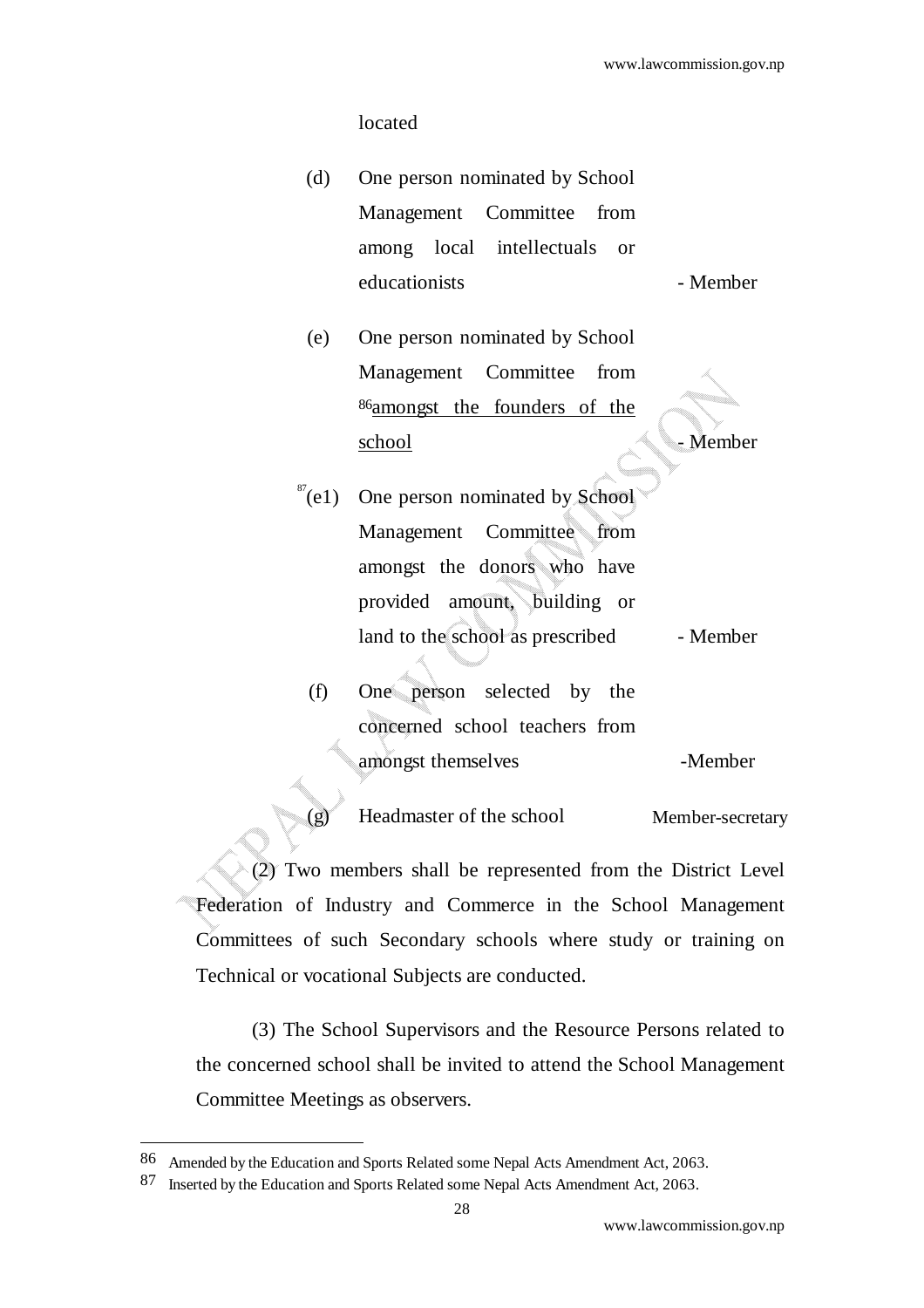located

(d) One person nominated by School Management Committee from among local intellectuals or educationists - Member

(e) One person nominated by School Management Committee from [86]amongst the founders of the school - Member

[87](e1) One person nominated by School Management Committee from amongst the donors who have provided amount, building or land to the school as prescribed - Member

(f) One person selected by the concerned school teachers from amongst themselves -Member

(g) Headmaster of the school Member-secretary

(2) Two members shall be represented from the District Level Federation of Industry and Commerce in the School Management Committees of such Secondary schools where study or training on Technical or vocational Subjects are conducted.

(3) The School Supervisors and the Resource Persons related to the concerned school shall be invited to attend the School Management Committee Meetings as observers.

---

86 Amended by the Education and Sports Related some Nepal Acts Amendment Act, 2063.

87 Inserted by the Education and Sports Related some Nepal Acts Amendment Act, 2063.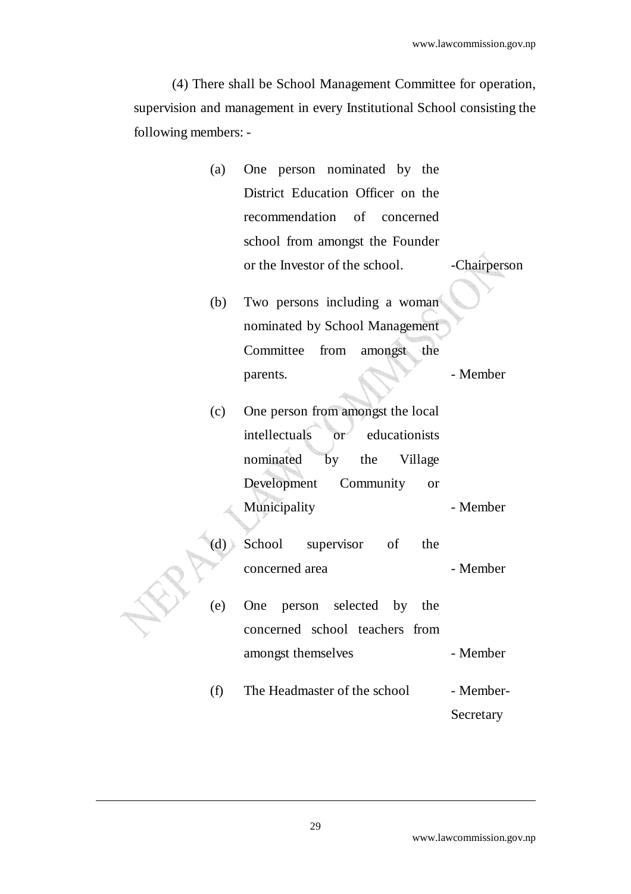(4) There shall be School Management Committee for operation, supervision and management in every Institutional School consisting the following members: -

(a) One person nominated by the District Education Officer on the recommendation of concerned school from amongst the Founder or the Investor of the school. -Chairperson

(b) Two persons including a woman nominated by School Management Committee from amongst the parents. - Member

(c) One person from amongst the local intellectuals or educationists nominated by the Village Development Community or Municipality - Member

(d) School supervisor of the concerned area - Member

(e) One person selected by the concerned school teachers from amongst themselves - Member

(f) The Headmaster of the school - Member-Secretary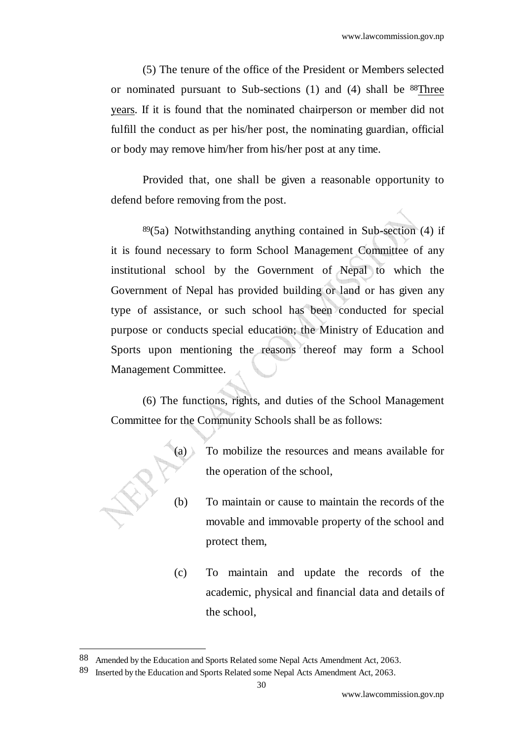(5) The tenure of the office of the President or Members selected or nominated pursuant to Sub-sections (1) and (4) shall be [88]Three years. If it is found that the nominated chairperson or member did not fulfill the conduct as per his/her post, the nominating guardian, official or body may remove him/her from his/her post at any time.

Provided that, one shall be given a reasonable opportunity to defend before removing from the post.

[89](5a) Notwithstanding anything contained in Sub-section (4) if it is found necessary to form School Management Committee of any institutional school by the Government of Nepal to which the Government of Nepal has provided building or land or has given any type of assistance, or such school has been conducted for special purpose or conducts special education; the Ministry of Education and Sports upon mentioning the reasons thereof may form a School Management Committee.

(6) The functions, rights, and duties of the School Management Committee for the Community Schools shall be as follows:

(a) To mobilize the resources and means available for the operation of the school,

(b) To maintain or cause to maintain the records of the movable and immovable property of the school and protect them,

(c) To maintain and update the records of the academic, physical and financial data and details of the school,

---

[88] Amended by the Education and Sports Related some Nepal Acts Amendment Act, 2063.

[89] Inserted by the Education and Sports Related some Nepal Acts Amendment Act, 2063.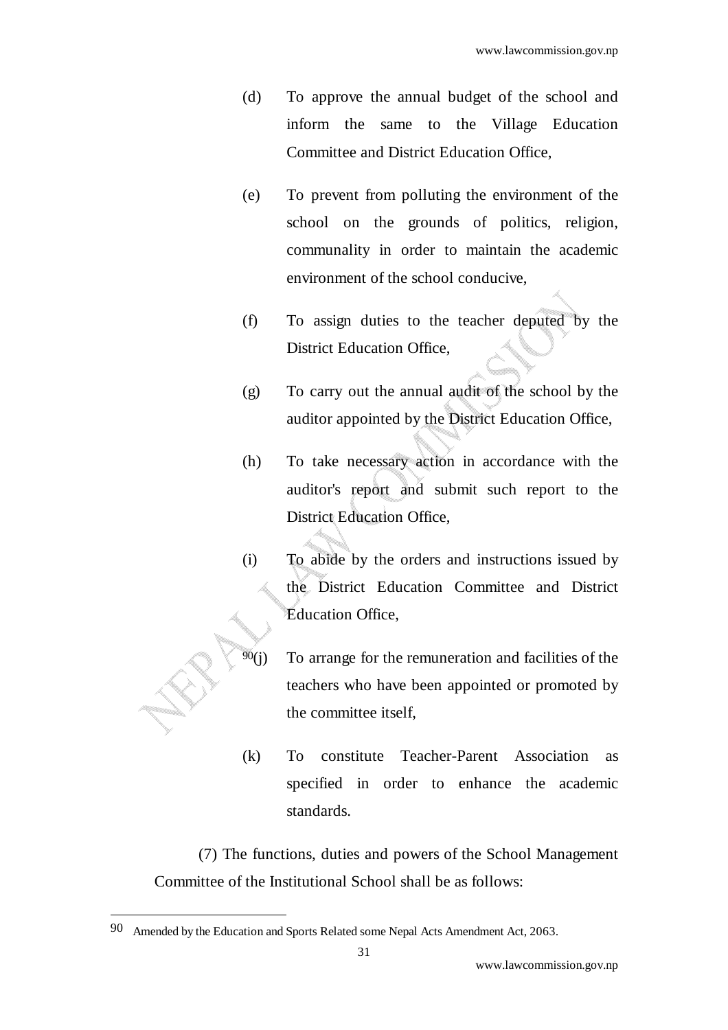(d) To approve the annual budget of the school and inform the same to the Village Education Committee and District Education Office,

(e) To prevent from polluting the environment of the school on the grounds of politics, religion, communality in order to maintain the academic environment of the school conducive,

(f) To assign duties to the teacher deputed by the District Education Office,

(g) To carry out the annual audit of the school by the auditor appointed by the District Education Office,

(h) To take necessary action in accordance with the auditor's report and submit such report to the District Education Office,

(i) To abide by the orders and instructions issued by the District Education Committee and District Education Office,

[90](j) To arrange for the remuneration and facilities of the teachers who have been appointed or promoted by the committee itself,

(k) To constitute Teacher-Parent Association as specified in order to enhance the academic standards.

(7) The functions, duties and powers of the School Management Committee of the Institutional School shall be as follows:

---

[90] Amended by the Education and Sports Related some Nepal Acts Amendment Act, 2063.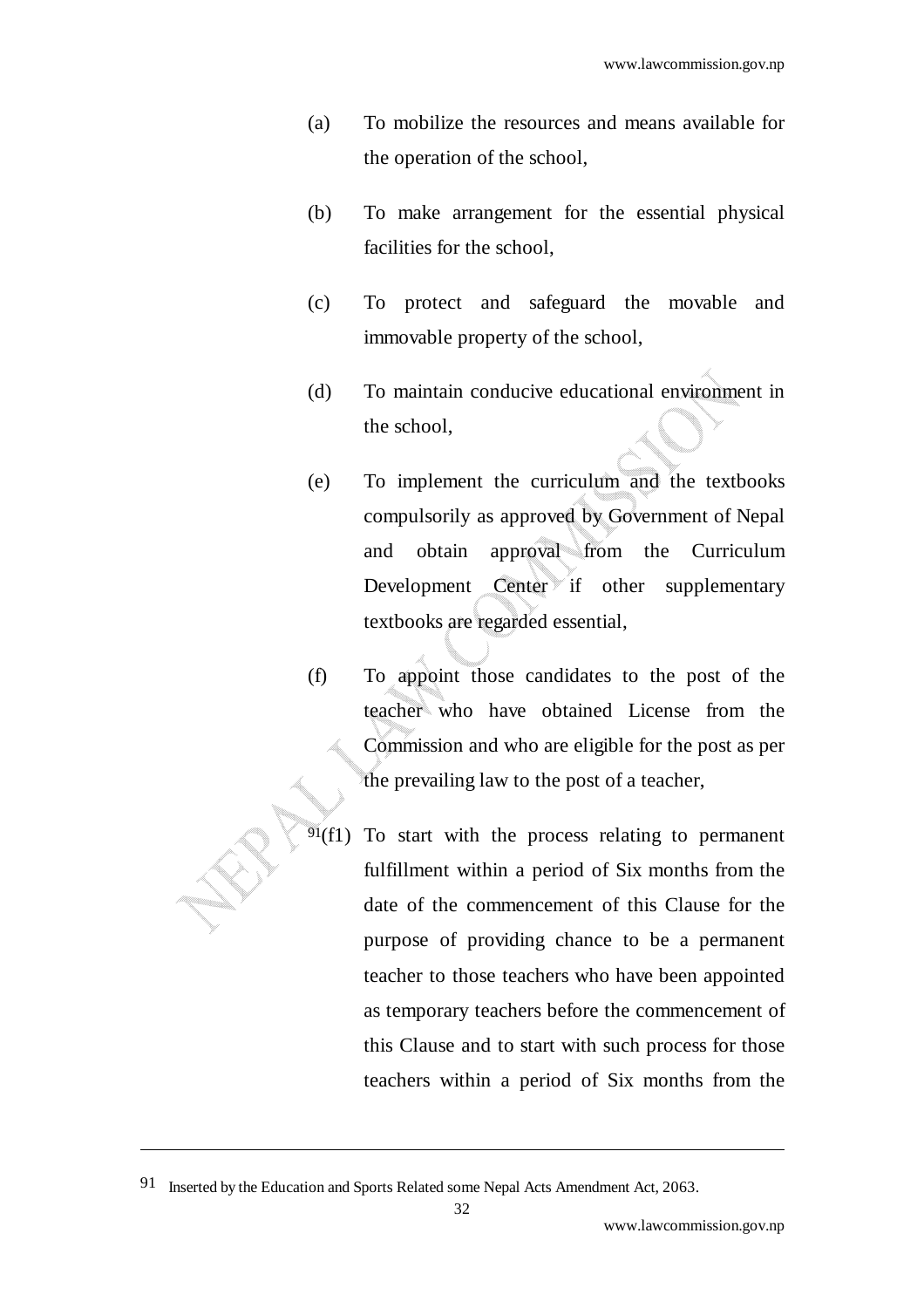(a) To mobilize the resources and means available for the operation of the school,

(b) To make arrangement for the essential physical facilities for the school,

(c) To protect and safeguard the movable and immovable property of the school,

(d) To maintain conducive educational environment in the school,

(e) To implement the curriculum and the textbooks compulsorily as approved by Government of Nepal and obtain approval from the Curriculum Development Center if other supplementary textbooks are regarded essential,

(f) To appoint those candidates to the post of the teacher who have obtained License from the Commission and who are eligible for the post as per the prevailing law to the post of a teacher,

[91](f1) To start with the process relating to permanent fulfillment within a period of Six months from the date of the commencement of this Clause for the purpose of providing chance to be a permanent teacher to those teachers who have been appointed as temporary teachers before the commencement of this Clause and to start with such process for those teachers within a period of Six months from the

---

91 Inserted by the Education and Sports Related some Nepal Acts Amendment Act, 2063.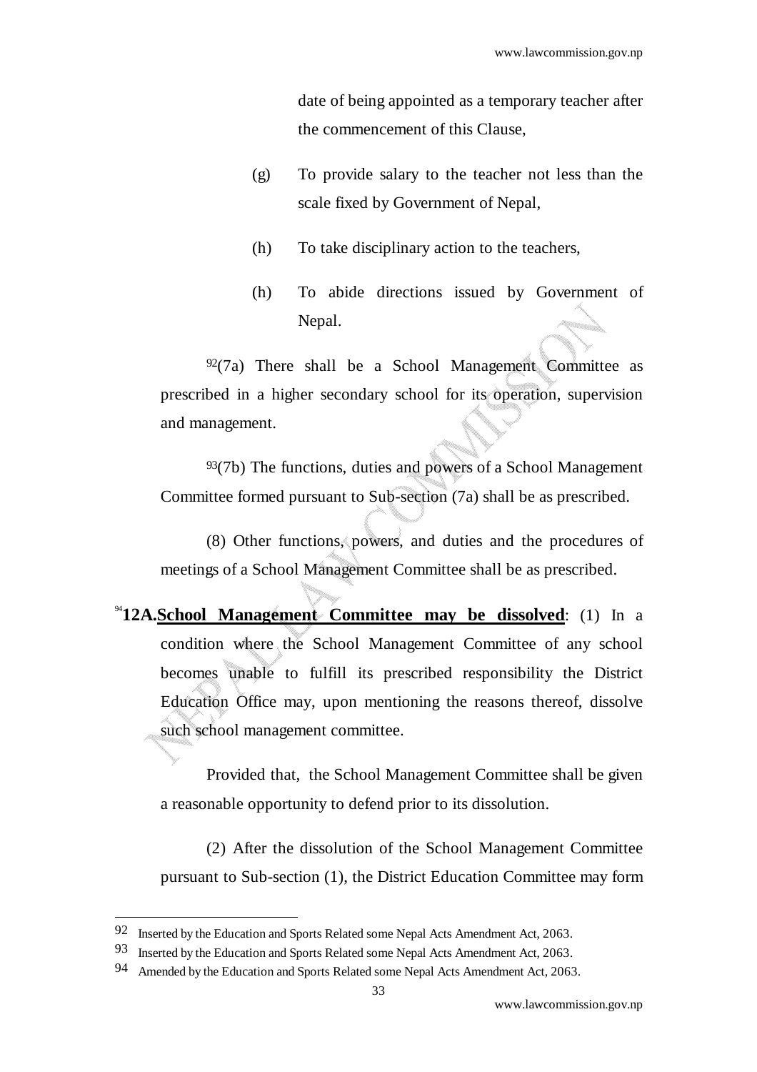date of being appointed as a temporary teacher after the commencement of this Clause,

(g) To provide salary to the teacher not less than the scale fixed by Government of Nepal,

(h) To take disciplinary action to the teachers,

(h) To abide directions issued by Government of Nepal.

[92](7a) There shall be a School Management Committee as prescribed in a higher secondary school for its operation, supervision and management.

[93](7b) The functions, duties and powers of a School Management Committee formed pursuant to Sub-section (7a) shall be as prescribed.

(8) Other functions, powers, and duties and the procedures of meetings of a School Management Committee shall be as prescribed.

[94]**12A.** **School Management Committee may be dissolved**: (1) In a condition where the School Management Committee of any school becomes unable to fulfill its prescribed responsibility the District Education Office may, upon mentioning the reasons thereof, dissolve such school management committee.

Provided that, the School Management Committee shall be given a reasonable opportunity to defend prior to its dissolution.

(2) After the dissolution of the School Management Committee pursuant to Sub-section (1), the District Education Committee may form

---

92 Inserted by the Education and Sports Related some Nepal Acts Amendment Act, 2063.

93 Inserted by the Education and Sports Related some Nepal Acts Amendment Act, 2063.

94 Amended by the Education and Sports Related some Nepal Acts Amendment Act, 2063.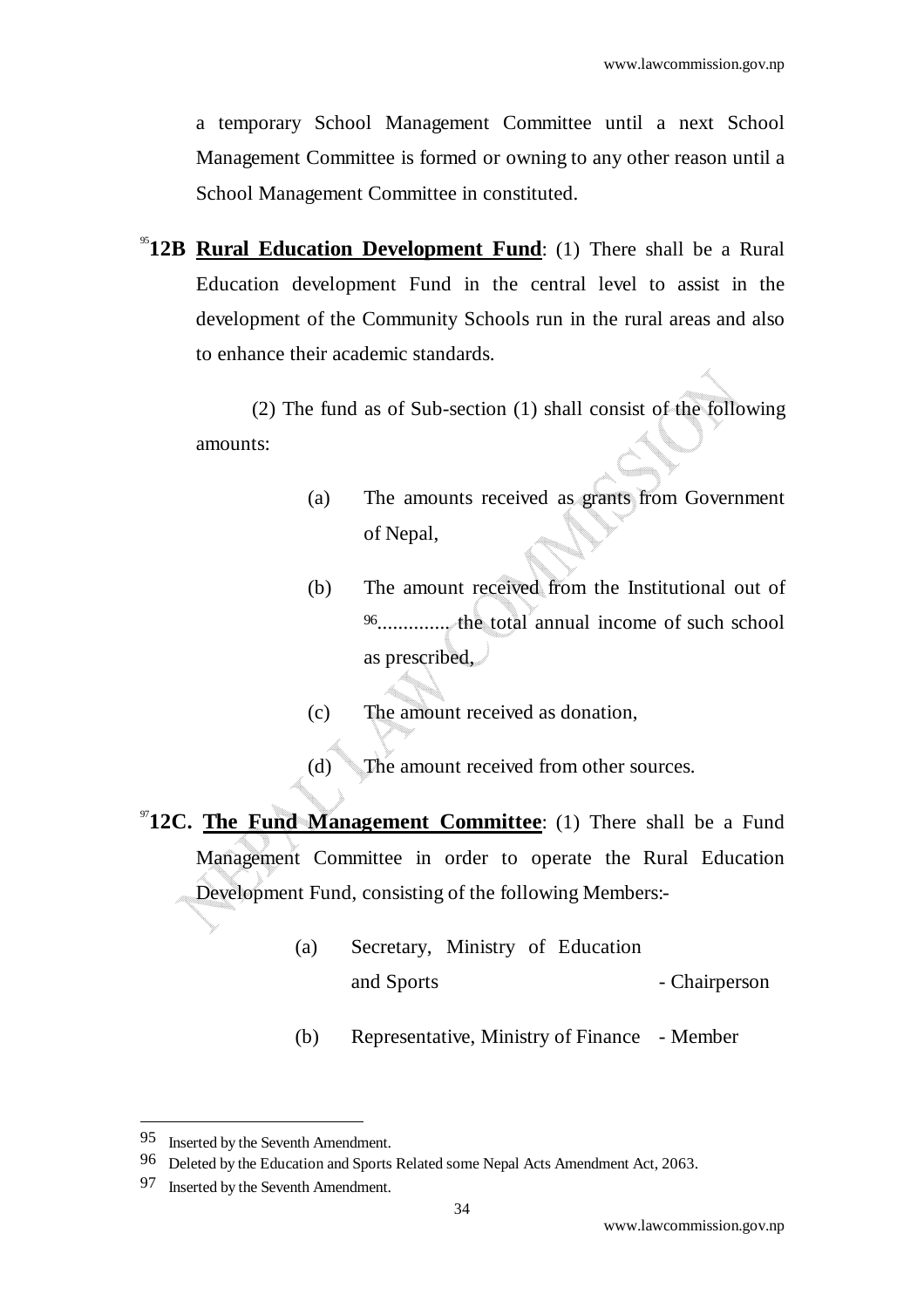a temporary School Management Committee until a next School Management Committee is formed or owning to any other reason until a School Management Committee in constituted.

[95]**12B** **Rural Education Development Fund**: (1) There shall be a Rural Education development Fund in the central level to assist in the development of the Community Schools run in the rural areas and also to enhance their academic standards.

(2) The fund as of Sub-section (1) shall consist of the following amounts:

(a) The amounts received as grants from Government of Nepal,

(b) The amount received from the Institutional out of [96]............. the total annual income of such school as prescribed,

(c) The amount received as donation,

(d) The amount received from other sources.

[97]**12C.** **The Fund Management Committee**: (1) There shall be a Fund Management Committee in order to operate the Rural Education Development Fund, consisting of the following Members:-

(a) Secretary, Ministry of Education and Sports - Chairperson

(b) Representative, Ministry of Finance - Member

---

95 Inserted by the Seventh Amendment.

96 Deleted by the Education and Sports Related some Nepal Acts Amendment Act, 2063.

97 Inserted by the Seventh Amendment.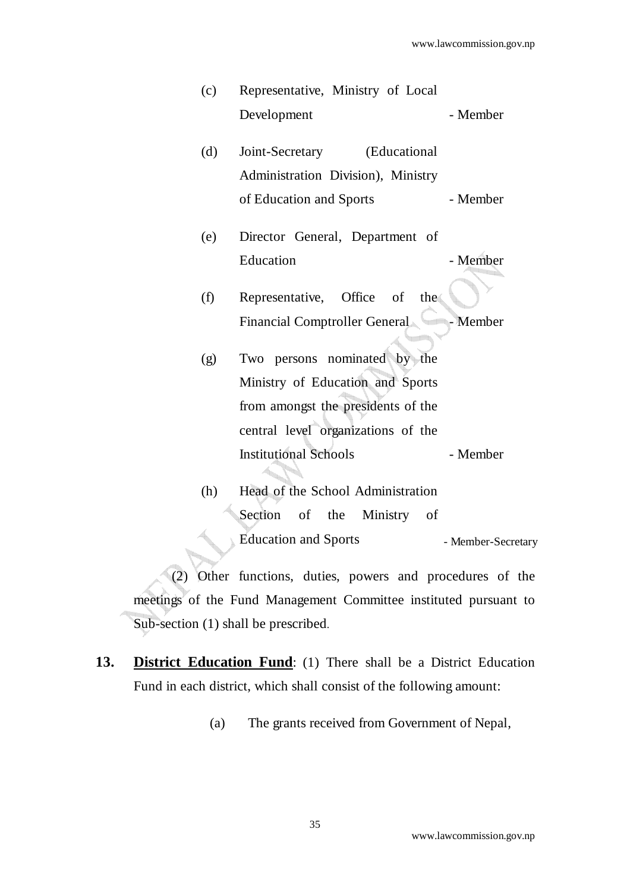(c) Representative, Ministry of Local Development - Member

(d) Joint-Secretary (Educational Administration Division), Ministry of Education and Sports - Member

(e) Director General, Department of Education - Member

(f) Representative, Office of the Financial Comptroller General - Member

(g) Two persons nominated by the Ministry of Education and Sports from amongst the presidents of the central level organizations of the Institutional Schools - Member

(h) Head of the School Administration Section of the Ministry of Education and Sports - Member-Secretary

(2) Other functions, duties, powers and procedures of the meetings of the Fund Management Committee instituted pursuant to Sub-section (1) shall be prescribed.

**13. District Education Fund**: (1) There shall be a District Education Fund in each district, which shall consist of the following amount:

(a) The grants received from Government of Nepal,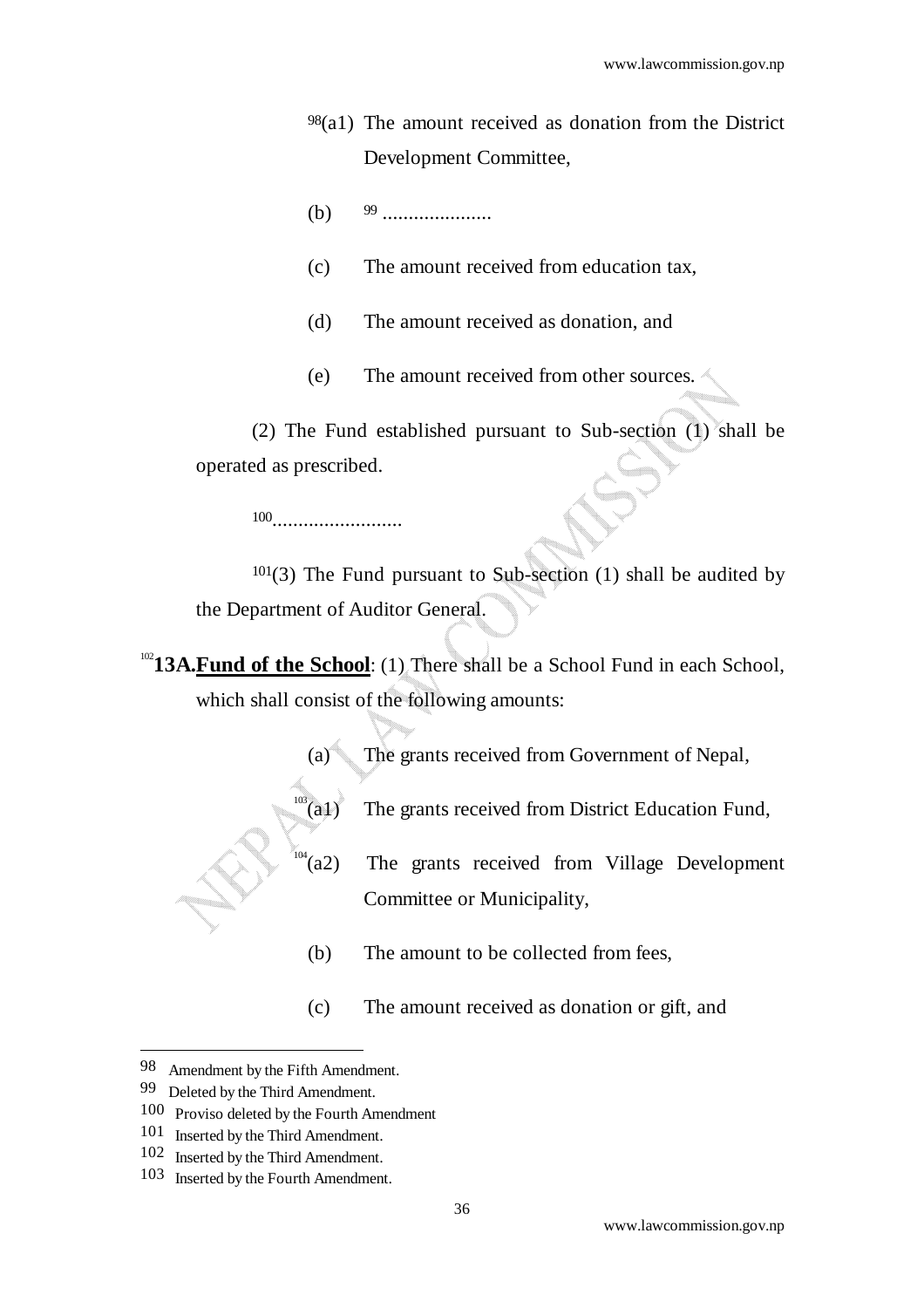[98](a1) The amount received as donation from the District Development Committee,

(b) [99] .....................

(c) The amount received from education tax,

(d) The amount received as donation, and

(e) The amount received from other sources.

(2) The Fund established pursuant to Sub-section (1) shall be operated as prescribed.

[100].........................

[101](3) The Fund pursuant to Sub-section (1) shall be audited by the Department of Auditor General.

[102]**13A.** **Fund of the School**: (1) There shall be a School Fund in each School, which shall consist of the following amounts:

(a) The grants received from Government of Nepal,

[103](a1) The grants received from District Education Fund,

[104](a2) The grants received from Village Development Committee or Municipality,

(b) The amount to be collected from fees,

(c) The amount received as donation or gift, and

---

98 Amendment by the Fifth Amendment.

99 Deleted by the Third Amendment.

100 Proviso deleted by the Fourth Amendment

101 Inserted by the Third Amendment.

102 Inserted by the Third Amendment.

103 Inserted by the Fourth Amendment.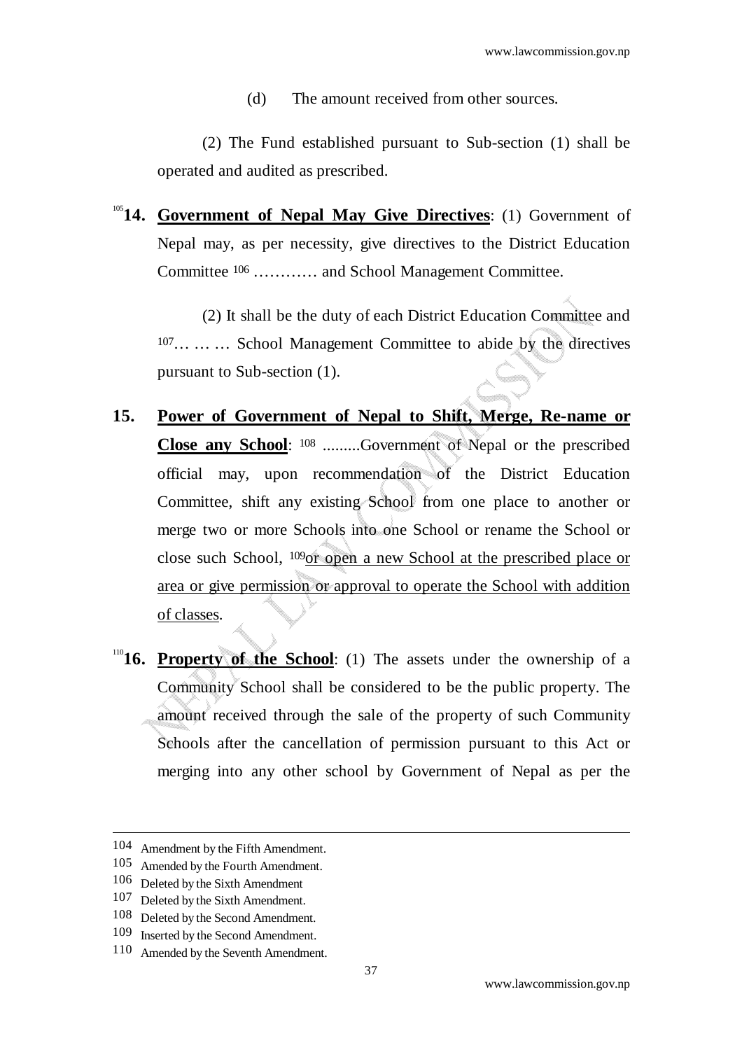(d) The amount received from other sources.

(2) The Fund established pursuant to Sub-section (1) shall be operated and audited as prescribed.

[105]**14. Government of Nepal May Give Directives**: (1) Government of Nepal may, as per necessity, give directives to the District Education Committee [106] ………… and School Management Committee.

(2) It shall be the duty of each District Education Committee and [107]… … … School Management Committee to abide by the directives pursuant to Sub-section (1).

**15. Power of Government of Nepal to Shift, Merge, Re-name or Close any School**: [108] .........Government of Nepal or the prescribed official may, upon recommendation of the District Education Committee, shift any existing School from one place to another or merge two or more Schools into one School or rename the School or close such School, [109]or open a new School at the prescribed place or area or give permission or approval to operate the School with addition of classes.

[110]**16. Property of the School**: (1) The assets under the ownership of a Community School shall be considered to be the public property. The amount received through the sale of the property of such Community Schools after the cancellation of permission pursuant to this Act or merging into any other school by Government of Nepal as per the

---

104 Amendment by the Fifth Amendment.

105 Amended by the Fourth Amendment.

106 Deleted by the Sixth Amendment

107 Deleted by the Sixth Amendment.

108 Deleted by the Second Amendment.

109 Inserted by the Second Amendment.

110 Amended by the Seventh Amendment.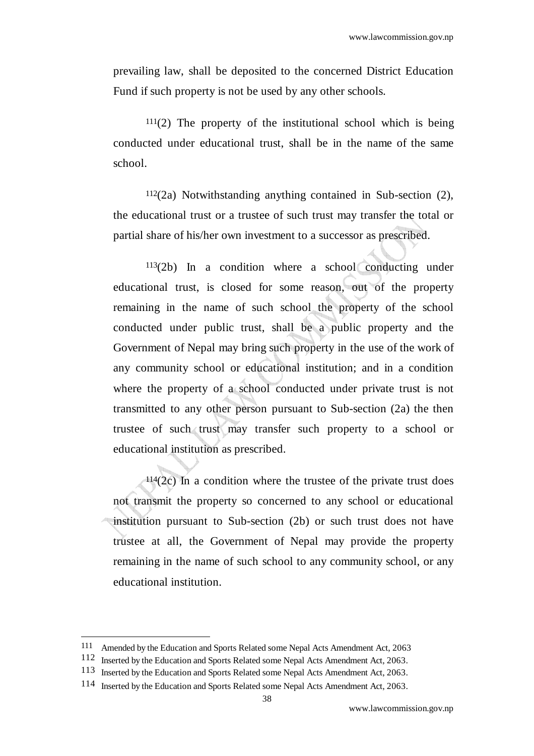prevailing law, shall be deposited to the concerned District Education Fund if such property is not be used by any other schools.

[111](2) The property of the institutional school which is being conducted under educational trust, shall be in the name of the same school.

[112](2a) Notwithstanding anything contained in Sub-section (2), the educational trust or a trustee of such trust may transfer the total or partial share of his/her own investment to a successor as prescribed.

[113](2b) In a condition where a school conducting under educational trust, is closed for some reason, out of the property remaining in the name of such school the property of the school conducted under public trust, shall be a public property and the Government of Nepal may bring such property in the use of the work of any community school or educational institution; and in a condition where the property of a school conducted under private trust is not transmitted to any other person pursuant to Sub-section (2a) the then trustee of such trust may transfer such property to a school or educational institution as prescribed.

[114](2c) In a condition where the trustee of the private trust does not transmit the property so concerned to any school or educational institution pursuant to Sub-section (2b) or such trust does not have trustee at all, the Government of Nepal may provide the property remaining in the name of such school to any community school, or any educational institution.

---

111 Amended by the Education and Sports Related some Nepal Acts Amendment Act, 2063

112 Inserted by the Education and Sports Related some Nepal Acts Amendment Act, 2063.

113 Inserted by the Education and Sports Related some Nepal Acts Amendment Act, 2063.

114 Inserted by the Education and Sports Related some Nepal Acts Amendment Act, 2063.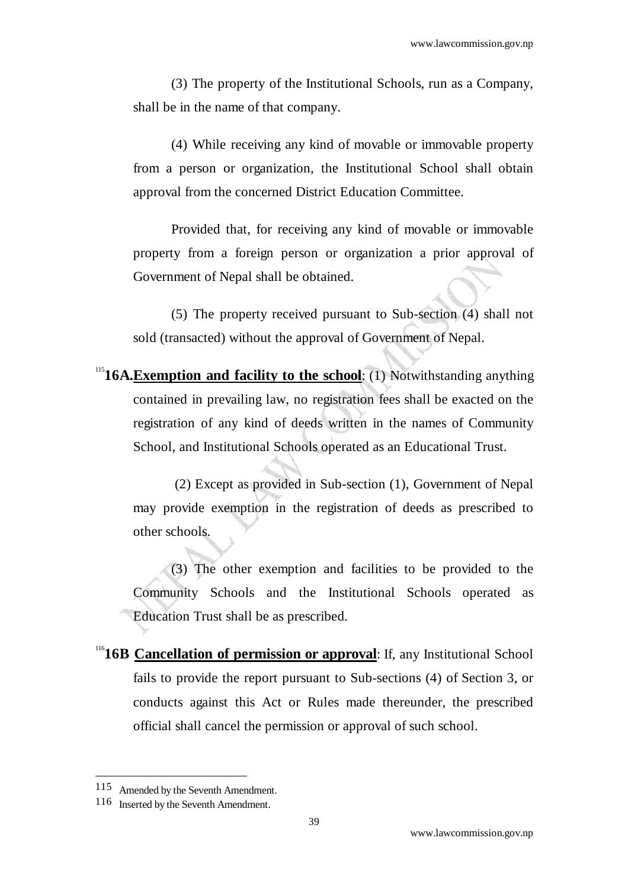(3) The property of the Institutional Schools, run as a Company, shall be in the name of that company.

(4) While receiving any kind of movable or immovable property from a person or organization, the Institutional School shall obtain approval from the concerned District Education Committee.

Provided that, for receiving any kind of movable or immovable property from a foreign person or organization a prior approval of Government of Nepal shall be obtained.

(5) The property received pursuant to Sub-section (4) shall not sold (transacted) without the approval of Government of Nepal.

[115]**16A.** **Exemption and facility to the school**: (1) Notwithstanding anything contained in prevailing law, no registration fees shall be exacted on the registration of any kind of deeds written in the names of Community School, and Institutional Schools operated as an Educational Trust.

(2) Except as provided in Sub-section (1), Government of Nepal may provide exemption in the registration of deeds as prescribed to other schools.

(3) The other exemption and facilities to be provided to the Community Schools and the Institutional Schools operated as Education Trust shall be as prescribed.

[116]**16B** **Cancellation of permission or approval**: If, any Institutional School fails to provide the report pursuant to Sub-sections (4) of Section 3, or conducts against this Act or Rules made thereunder, the prescribed official shall cancel the permission or approval of such school.

---

115 Amended by the Seventh Amendment.

116 Inserted by the Seventh Amendment.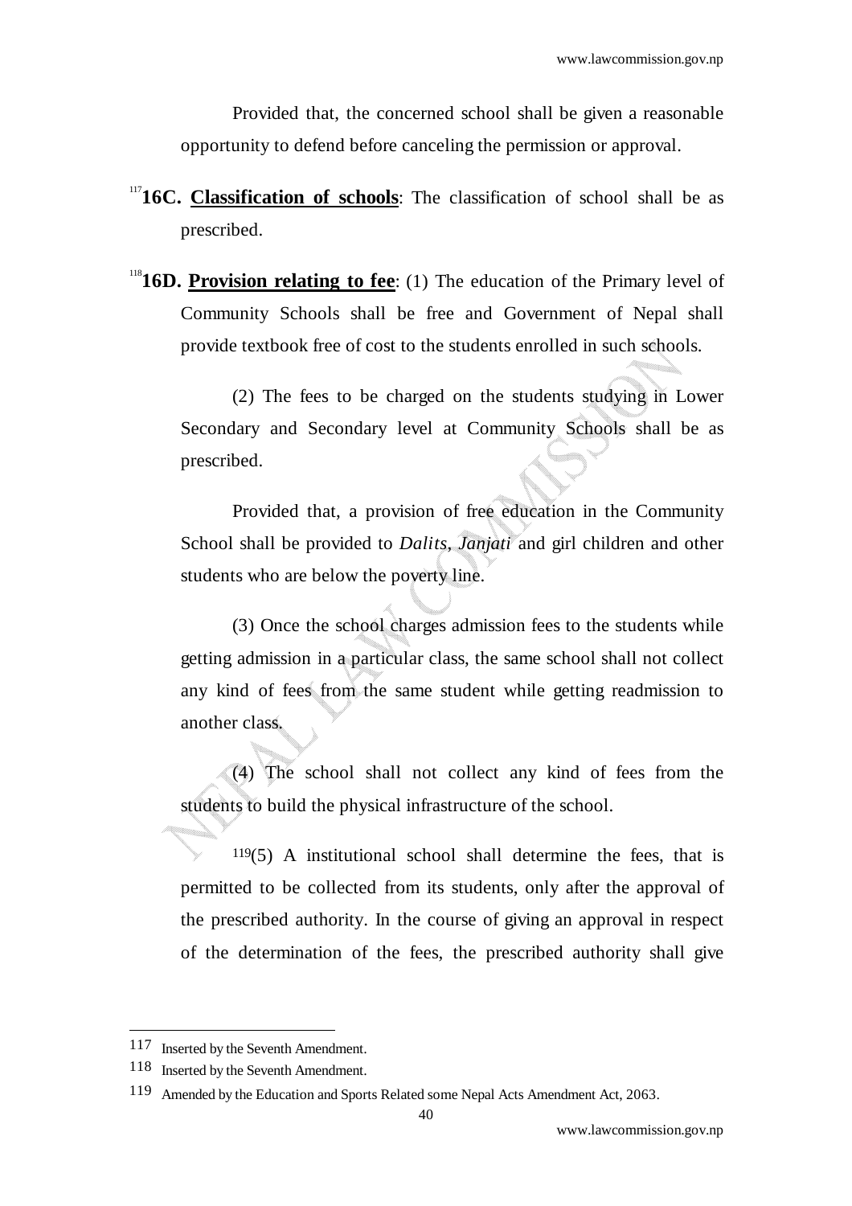Provided that, the concerned school shall be given a reasonable opportunity to defend before canceling the permission or approval.

[117]**16C. Classification of schools**: The classification of school shall be as prescribed.

[118]**16D. Provision relating to fee**: (1) The education of the Primary level of Community Schools shall be free and Government of Nepal shall provide textbook free of cost to the students enrolled in such schools.

(2) The fees to be charged on the students studying in Lower Secondary and Secondary level at Community Schools shall be as prescribed.

Provided that, a provision of free education in the Community School shall be provided to *Dalits*, *Janjati* and girl children and other students who are below the poverty line.

(3) Once the school charges admission fees to the students while getting admission in a particular class, the same school shall not collect any kind of fees from the same student while getting readmission to another class.

(4) The school shall not collect any kind of fees from the students to build the physical infrastructure of the school.

[119](5) A institutional school shall determine the fees, that is permitted to be collected from its students, only after the approval of the prescribed authority. In the course of giving an approval in respect of the determination of the fees, the prescribed authority shall give

---

117 Inserted by the Seventh Amendment.

118 Inserted by the Seventh Amendment.

119 Amended by the Education and Sports Related some Nepal Acts Amendment Act, 2063.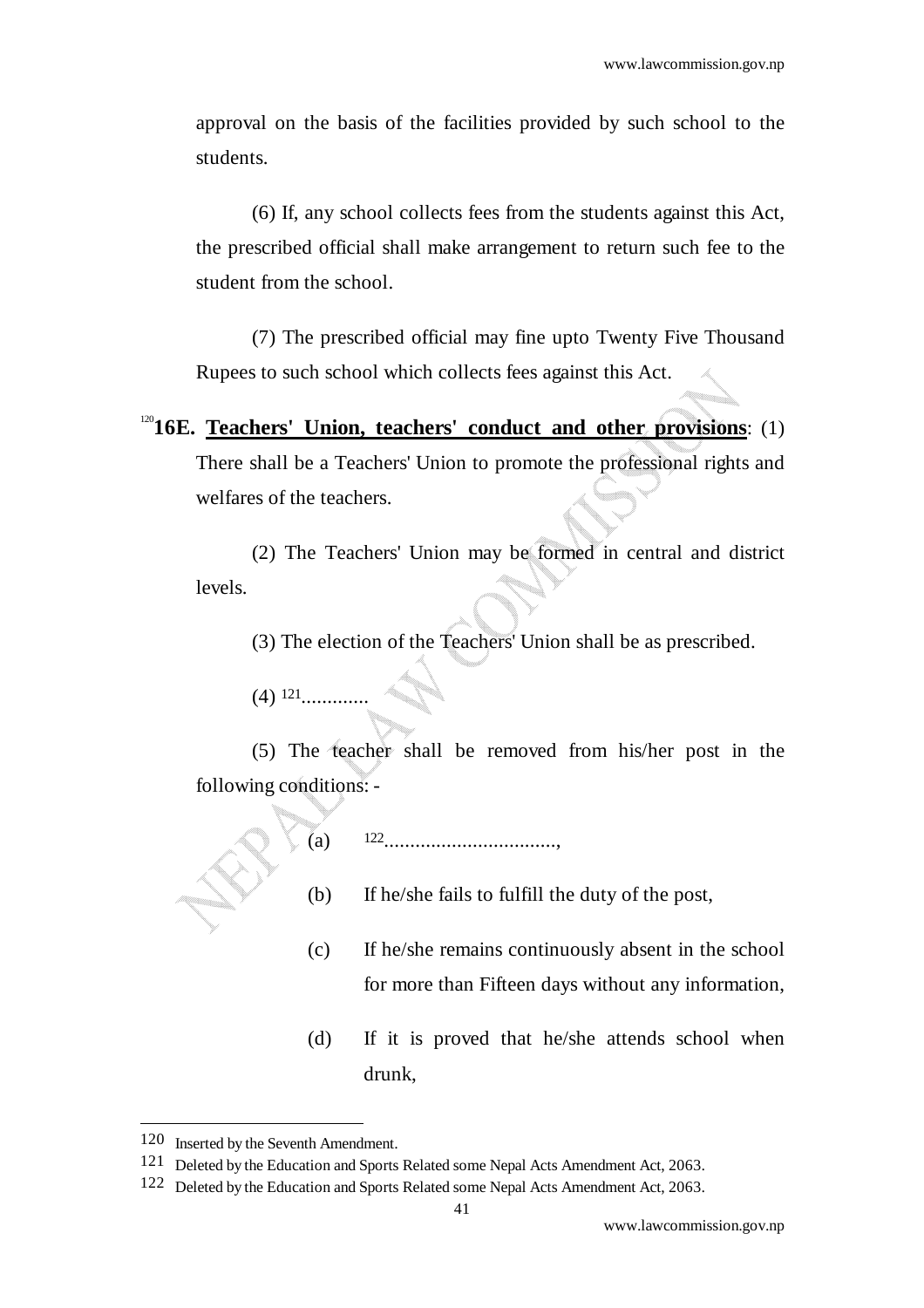approval on the basis of the facilities provided by such school to the students.

(6) If, any school collects fees from the students against this Act, the prescribed official shall make arrangement to return such fee to the student from the school.

(7) The prescribed official may fine upto Twenty Five Thousand Rupees to such school which collects fees against this Act.

[120]**16E. Teachers' Union, teachers' conduct and other provisions**: (1) There shall be a Teachers' Union to promote the professional rights and welfares of the teachers.

(2) The Teachers' Union may be formed in central and district levels.

(3) The election of the Teachers' Union shall be as prescribed.

(4) [121].............

(5) The teacher shall be removed from his/her post in the following conditions: -

(a) [122].................................,

(b) If he/she fails to fulfill the duty of the post,

(c) If he/she remains continuously absent in the school for more than Fifteen days without any information,

(d) If it is proved that he/she attends school when drunk,

---

120 Inserted by the Seventh Amendment.

121 Deleted by the Education and Sports Related some Nepal Acts Amendment Act, 2063.

122 Deleted by the Education and Sports Related some Nepal Acts Amendment Act, 2063.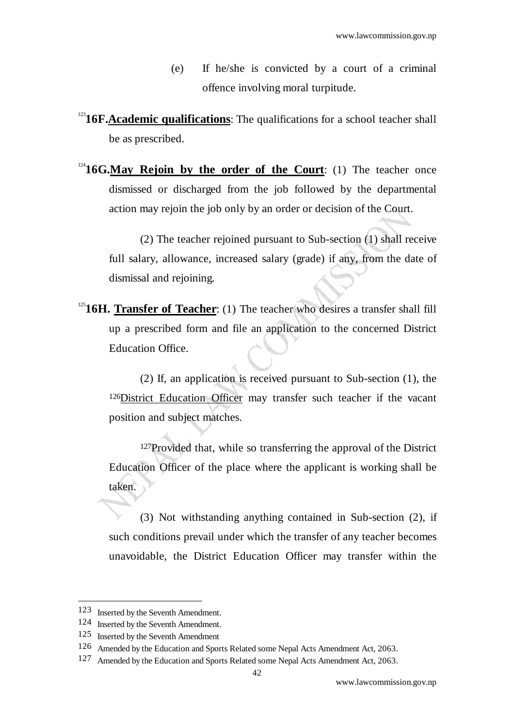(e) If he/she is convicted by a court of a criminal offence involving moral turpitude.

[123]**16F.** **Academic qualifications**: The qualifications for a school teacher shall be as prescribed.

[124]**16G.** **May Rejoin by the order of the Court**: (1) The teacher once dismissed or discharged from the job followed by the departmental action may rejoin the job only by an order or decision of the Court.

(2) The teacher rejoined pursuant to Sub-section (1) shall receive full salary, allowance, increased salary (grade) if any, from the date of dismissal and rejoining.

[125]**16H.** **Transfer of Teacher**: (1) The teacher who desires a transfer shall fill up a prescribed form and file an application to the concerned District Education Office.

(2) If, an application is received pursuant to Sub-section (1), the [126]District Education Officer may transfer such teacher if the vacant position and subject matches.

[127]Provided that, while so transferring the approval of the District Education Officer of the place where the applicant is working shall be taken.

(3) Not withstanding anything contained in Sub-section (2), if such conditions prevail under which the transfer of any teacher becomes unavoidable, the District Education Officer may transfer within the

---

[123] Inserted by the Seventh Amendment.

[124] Inserted by the Seventh Amendment.

[125] Inserted by the Seventh Amendment

[126] Amended by the Education and Sports Related some Nepal Acts Amendment Act, 2063.

[127] Amended by the Education and Sports Related some Nepal Acts Amendment Act, 2063.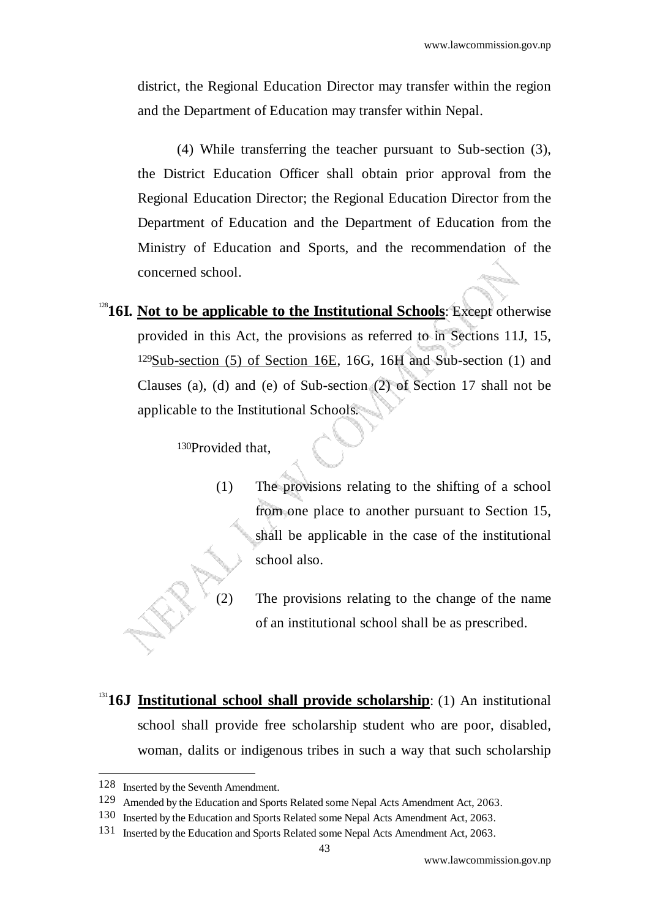district, the Regional Education Director may transfer within the region and the Department of Education may transfer within Nepal.

(4) While transferring the teacher pursuant to Sub-section (3), the District Education Officer shall obtain prior approval from the Regional Education Director; the Regional Education Director from the Department of Education and the Department of Education from the Ministry of Education and Sports, and the recommendation of the concerned school.

[128]**16I. Not to be applicable to the Institutional Schools**: Except otherwise provided in this Act, the provisions as referred to in Sections 11J, 15, [129]Sub-section (5) of Section 16E, 16G, 16H and Sub-section (1) and Clauses (a), (d) and (e) of Sub-section (2) of Section 17 shall not be applicable to the Institutional Schools.

[130]Provided that,

(1) The provisions relating to the shifting of a school from one place to another pursuant to Section 15, shall be applicable in the case of the institutional school also.

(2) The provisions relating to the change of the name of an institutional school shall be as prescribed.

[131]**16J Institutional school shall provide scholarship**: (1) An institutional school shall provide free scholarship student who are poor, disabled, woman, dalits or indigenous tribes in such a way that such scholarship

---

[128] Inserted by the Seventh Amendment.

[129] Amended by the Education and Sports Related some Nepal Acts Amendment Act, 2063.

[130] Inserted by the Education and Sports Related some Nepal Acts Amendment Act, 2063.

[131] Inserted by the Education and Sports Related some Nepal Acts Amendment Act, 2063.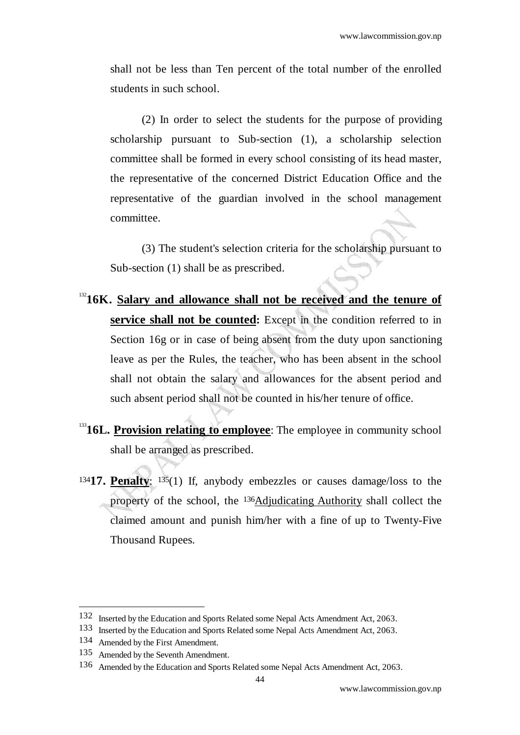shall not be less than Ten percent of the total number of the enrolled students in such school.

(2) In order to select the students for the purpose of providing scholarship pursuant to Sub-section (1), a scholarship selection committee shall be formed in every school consisting of its head master, the representative of the concerned District Education Office and the representative of the guardian involved in the school management committee.

(3) The student's selection criteria for the scholarship pursuant to Sub-section (1) shall be as prescribed.

[132]**16K. Salary and allowance shall not be received and the tenure of service shall not be counted:** Except in the condition referred to in Section 16g or in case of being absent from the duty upon sanctioning leave as per the Rules, the teacher, who has been absent in the school shall not obtain the salary and allowances for the absent period and such absent period shall not be counted in his/her tenure of office.

[133]**16L. Provision relating to employee**: The employee in community school shall be arranged as prescribed.

[134]**17. Penalty**: [135](1) If, anybody embezzles or causes damage/loss to the property of the school, the [136]Adjudicating Authority shall collect the claimed amount and punish him/her with a fine of up to Twenty-Five Thousand Rupees.

---

132 Inserted by the Education and Sports Related some Nepal Acts Amendment Act, 2063.

133 Inserted by the Education and Sports Related some Nepal Acts Amendment Act, 2063.

134 Amended by the First Amendment.

135 Amended by the Seventh Amendment.

136 Amended by the Education and Sports Related some Nepal Acts Amendment Act, 2063.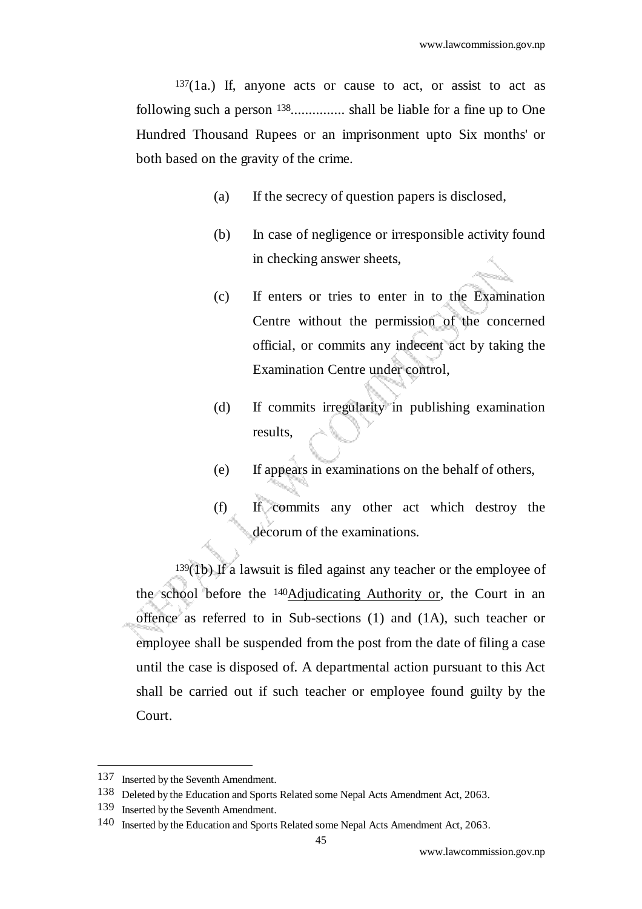[137](1a.) If, anyone acts or cause to act, or assist to act as following such a person [138]............... shall be liable for a fine up to One Hundred Thousand Rupees or an imprisonment upto Six months' or both based on the gravity of the crime.

(a) If the secrecy of question papers is disclosed,

(b) In case of negligence or irresponsible activity found in checking answer sheets,

(c) If enters or tries to enter in to the Examination Centre without the permission of the concerned official, or commits any indecent act by taking the Examination Centre under control,

(d) If commits irregularity in publishing examination results,

(e) If appears in examinations on the behalf of others,

(f) If commits any other act which destroy the decorum of the examinations.

[139](1b) If a lawsuit is filed against any teacher or the employee of the school before the [140]<u>Adjudicating Authority or</u>, the Court in an offence as referred to in Sub-sections (1) and (1A), such teacher or employee shall be suspended from the post from the date of filing a case until the case is disposed of. A departmental action pursuant to this Act shall be carried out if such teacher or employee found guilty by the Court.

---

137 Inserted by the Seventh Amendment.

138 Deleted by the Education and Sports Related some Nepal Acts Amendment Act, 2063.

139 Inserted by the Seventh Amendment.

140 Inserted by the Education and Sports Related some Nepal Acts Amendment Act, 2063.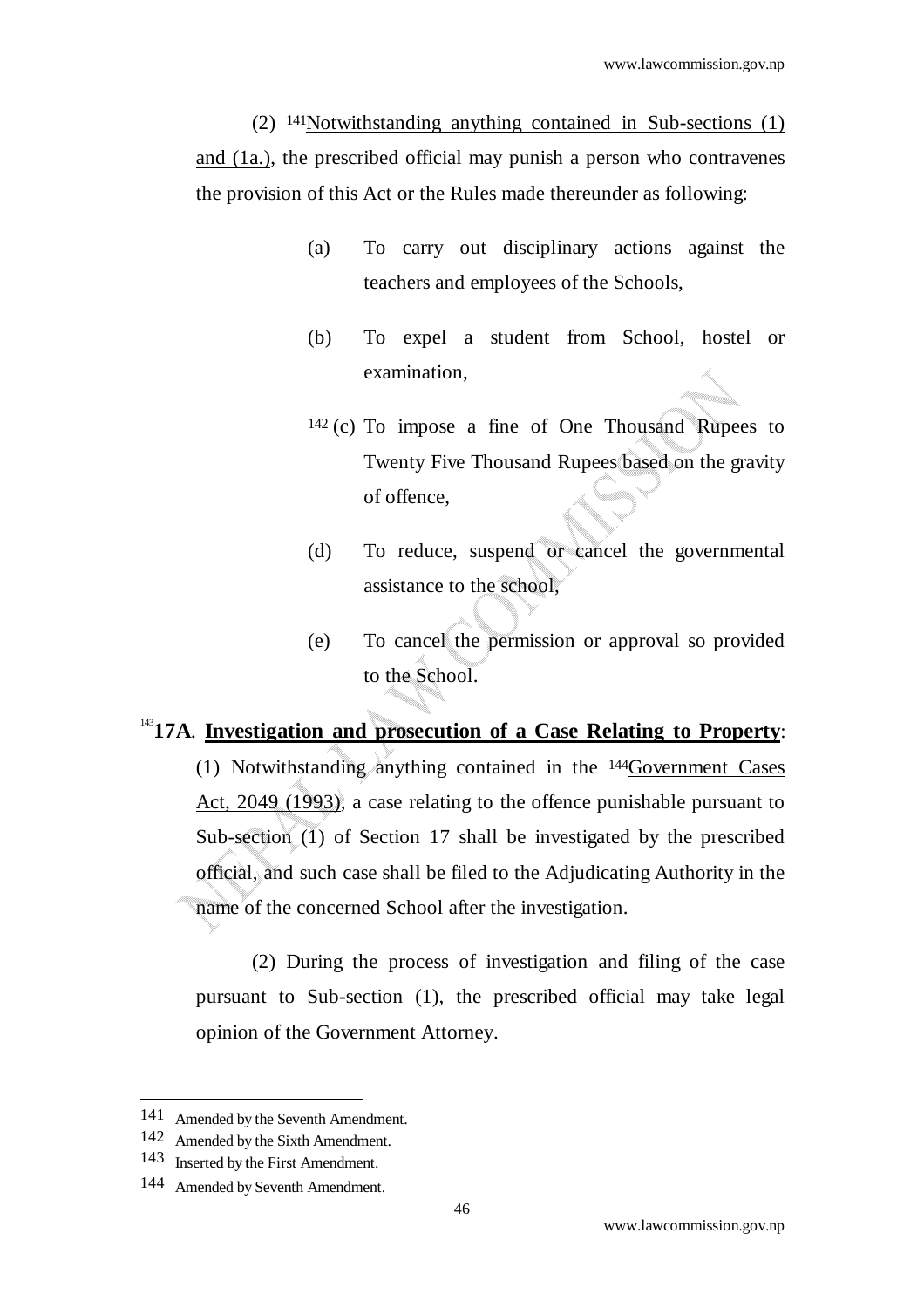(2) [141]Notwithstanding anything contained in Sub-sections (1) and (1a.), the prescribed official may punish a person who contravenes the provision of this Act or the Rules made thereunder as following:

(a) To carry out disciplinary actions against the teachers and employees of the Schools,

(b) To expel a student from School, hostel or examination,

[142] (c) To impose a fine of One Thousand Rupees to Twenty Five Thousand Rupees based on the gravity of offence,

(d) To reduce, suspend or cancel the governmental assistance to the school,

(e) To cancel the permission or approval so provided to the School.

[143]**17A**. **Investigation and prosecution of a Case Relating to Property**: (1) Notwithstanding anything contained in the [144]Government Cases Act, 2049 (1993), a case relating to the offence punishable pursuant to Sub-section (1) of Section 17 shall be investigated by the prescribed official, and such case shall be filed to the Adjudicating Authority in the name of the concerned School after the investigation.

(2) During the process of investigation and filing of the case pursuant to Sub-section (1), the prescribed official may take legal opinion of the Government Attorney.

---

141 Amended by the Seventh Amendment.

142 Amended by the Sixth Amendment.

143 Inserted by the First Amendment.

144 Amended by Seventh Amendment.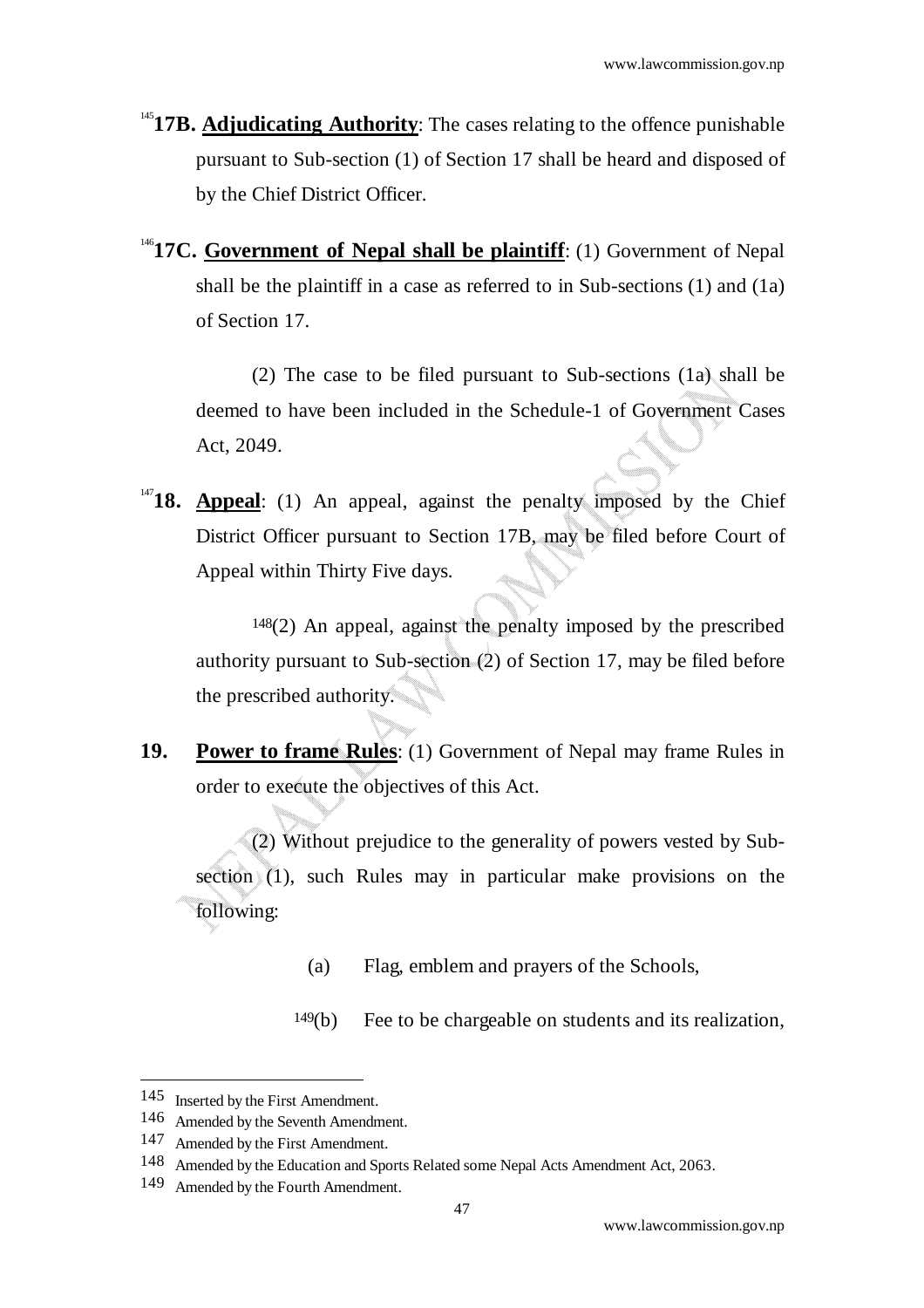[145]**17B. <u>Adjudicating Authority</u>**: The cases relating to the offence punishable pursuant to Sub-section (1) of Section 17 shall be heard and disposed of by the Chief District Officer.

[146]**17C. <u>Government of Nepal shall be plaintiff</u>**: (1) Government of Nepal shall be the plaintiff in a case as referred to in Sub-sections (1) and (1a) of Section 17.

(2) The case to be filed pursuant to Sub-sections (1a) shall be deemed to have been included in the Schedule-1 of Government Cases Act, 2049.

[147]**18. <u>Appeal</u>**: (1) An appeal, against the penalty imposed by the Chief District Officer pursuant to Section 17B, may be filed before Court of Appeal within Thirty Five days.

[148](2) An appeal, against the penalty imposed by the prescribed authority pursuant to Sub-section (2) of Section 17, may be filed before the prescribed authority.

**19. <u>Power to frame Rules</u>**: (1) Government of Nepal may frame Rules in order to execute the objectives of this Act.

(2) Without prejudice to the generality of powers vested by Sub-section (1), such Rules may in particular make provisions on the following:

(a) Flag, emblem and prayers of the Schools,

[149](b) Fee to be chargeable on students and its realization,

---

145 Inserted by the First Amendment.

146 Amended by the Seventh Amendment.

147 Amended by the First Amendment.

148 Amended by the Education and Sports Related some Nepal Acts Amendment Act, 2063.

149 Amended by the Fourth Amendment.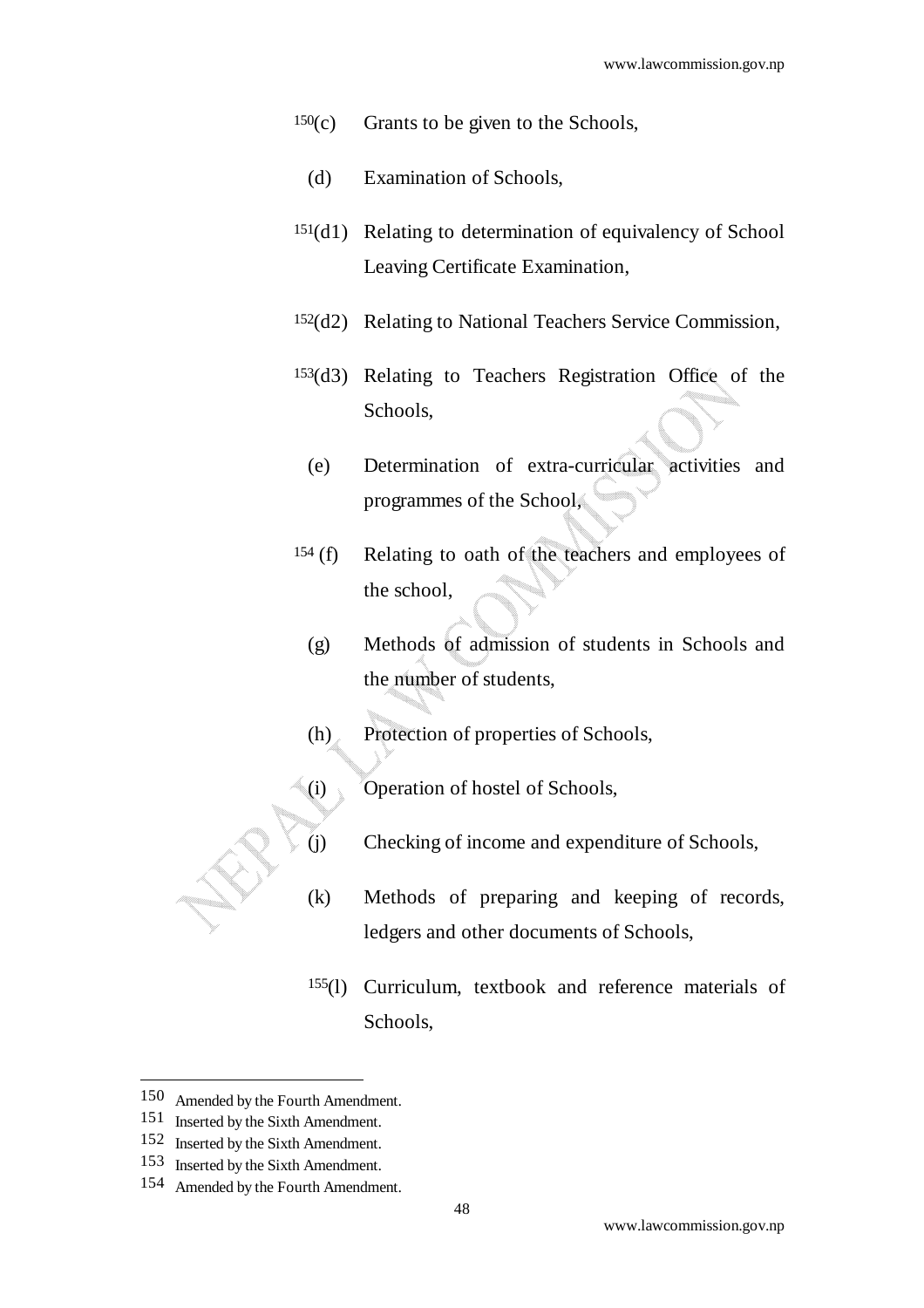[150](c) Grants to be given to the Schools,

(d) Examination of Schools,

[151](d1) Relating to determination of equivalency of School Leaving Certificate Examination,

[152](d2) Relating to National Teachers Service Commission,

[153](d3) Relating to Teachers Registration Office of the Schools,

(e) Determination of extra-curricular activities and programmes of the School,

[154](f) Relating to oath of the teachers and employees of the school,

(g) Methods of admission of students in Schools and the number of students,

(h) Protection of properties of Schools,

(i) Operation of hostel of Schools,

(j) Checking of income and expenditure of Schools,

(k) Methods of preparing and keeping of records, ledgers and other documents of Schools,

[155](l) Curriculum, textbook and reference materials of Schools,

---

[150] Amended by the Fourth Amendment.

[151] Inserted by the Sixth Amendment.

[152] Inserted by the Sixth Amendment.

[153] Inserted by the Sixth Amendment.

[154] Amended by the Fourth Amendment.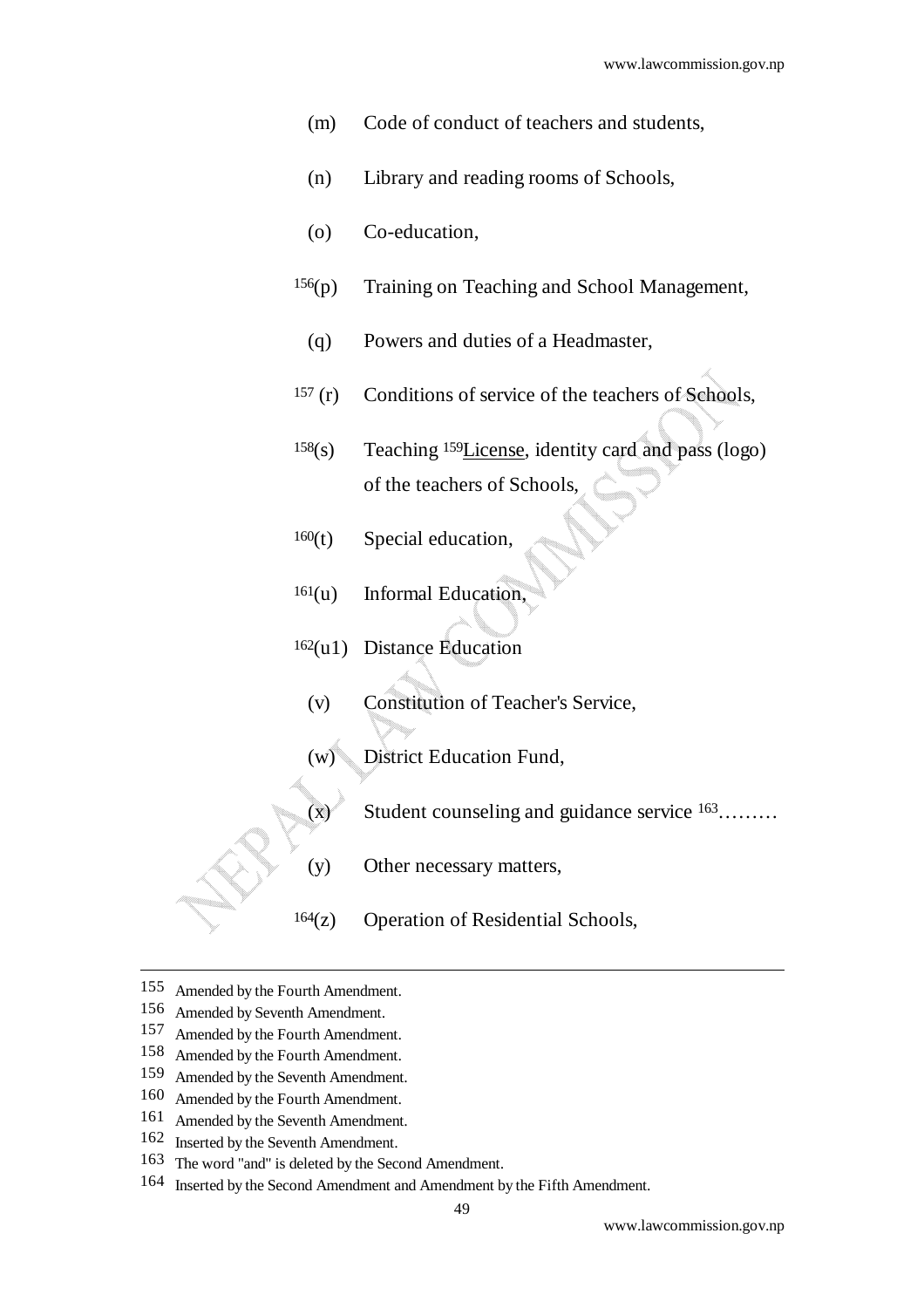(m) Code of conduct of teachers and students,

(n) Library and reading rooms of Schools,

(o) Co-education,

[156](p) Training on Teaching and School Management,

(q) Powers and duties of a Headmaster,

[157] (r) Conditions of service of the teachers of Schools,

[158](s) Teaching [159]License, identity card and pass (logo) of the teachers of Schools,

[160](t) Special education,

[161](u) Informal Education,

[162](u1) Distance Education

(v) Constitution of Teacher's Service,

(w) District Education Fund,

(x) Student counseling and guidance service [163]………

(y) Other necessary matters,

[164](z) Operation of Residential Schools,

---

155 Amended by the Fourth Amendment.

156 Amended by Seventh Amendment.

157 Amended by the Fourth Amendment.

158 Amended by the Fourth Amendment.

159 Amended by the Seventh Amendment.

160 Amended by the Fourth Amendment.

161 Amended by the Seventh Amendment.

162 Inserted by the Seventh Amendment.

163 The word "and" is deleted by the Second Amendment.

164 Inserted by the Second Amendment and Amendment by the Fifth Amendment.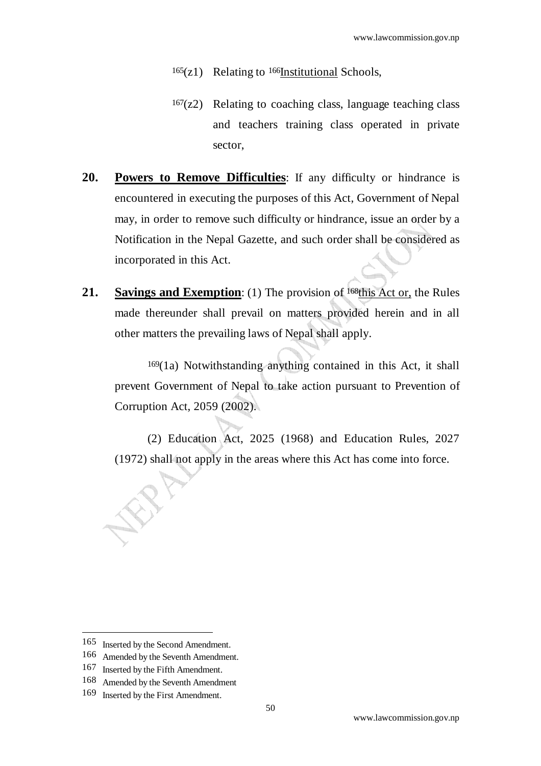[165](z1) Relating to [166]Institutional Schools,

[167](z2) Relating to coaching class, language teaching class and teachers training class operated in private sector,

**20. Powers to Remove Difficulties**: If any difficulty or hindrance is encountered in executing the purposes of this Act, Government of Nepal may, in order to remove such difficulty or hindrance, issue an order by a Notification in the Nepal Gazette, and such order shall be considered as incorporated in this Act.

**21. Savings and Exemption**: (1) The provision of [168]this Act or, the Rules made thereunder shall prevail on matters provided herein and in all other matters the prevailing laws of Nepal shall apply.

[169](1a) Notwithstanding anything contained in this Act, it shall prevent Government of Nepal to take action pursuant to Prevention of Corruption Act, 2059 (2002).

(2) Education Act, 2025 (1968) and Education Rules, 2027 (1972) shall not apply in the areas where this Act has come into force.

---

165 Inserted by the Second Amendment.

166 Amended by the Seventh Amendment.

167 Inserted by the Fifth Amendment.

168 Amended by the Seventh Amendment

169 Inserted by the First Amendment.